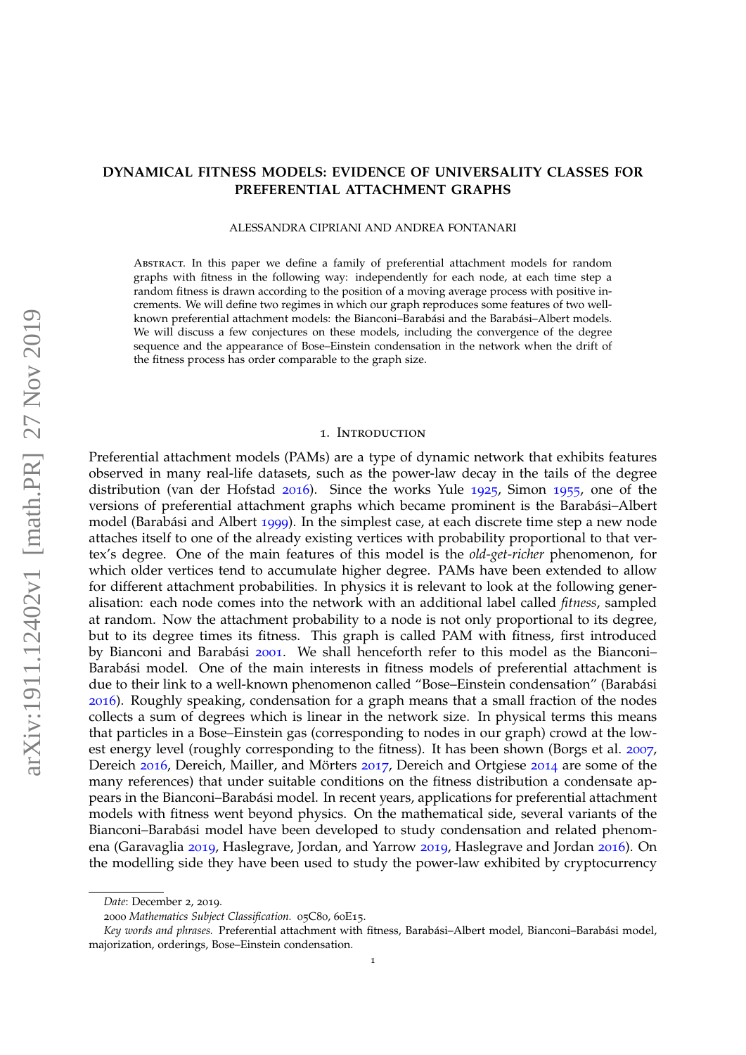# DYNAMICAL FITNESS MODELS: EVIDENCE OF UNIVERSALITY CLASSES FOR PREFERENTIAL ATTACHMENT GRAPHS

ALESSANDRA CIPRIANI AND ANDREA FONTANARI

Abstract. In this paper we define a family of preferential attachment models for random graphs with fitness in the following way: independently for each node, at each time step a random fitness is drawn according to the position of a moving average process with positive increments. We will define two regimes in which our graph reproduces some features of two well-known preferential attachment models: the Bianconi–Barabási and the Barabási–Albert models. We will discuss a few conjectures on these models, including the convergence of the degree sequence and the appearance of Bose–Einstein condensation in the network when the drift of the fitness process has order comparable to the graph size.

## 1. Introduction

Preferential attachment models (PAMs) are a type of dynamic network that exhibits features observed in many real-life datasets, such as the power-law decay in the tails of the degree distribution (van der Hofstad 2016). Since the works Yule 1925, Simon 1955, one of the versions of preferential attachment graphs which became prominent is the Barabási–Albert model (Barabási and Albert 1999). In the simplest case, at each discrete time step a new node attaches itself to one of the already existing vertices with probability proportional to that vertex's degree. One of the main features of this model is the *old-get-richer* phenomenon, for which older vertices tend to accumulate higher degree. PAMs have been extended to allow for different attachment probabilities. In physics it is relevant to look at the following generalisation: each node comes into the network with an additional label called *fitness*, sampled at random. Now the attachment probability to a node is not only proportional to its degree, but to its degree times its fitness. This graph is called PAM with fitness, first introduced by Bianconi and Barabási 2001. We shall henceforth refer to this model as the Bianconi–Barabási model. One of the main interests in fitness models of preferential attachment is due to their link to a well-known phenomenon called "Bose–Einstein condensation" (Barabási 2016). Roughly speaking, condensation for a graph means that a small fraction of the nodes collects a sum of degrees which is linear in the network size. In physical terms this means that particles in a Bose–Einstein gas (corresponding to nodes in our graph) crowd at the lowest energy level (roughly corresponding to the fitness). It has been shown (Borgs et al. 2007, Dereich 2016, Dereich, Mailler, and Mörters 2017, Dereich and Ortgiese 2014 are some of the many references) that under suitable conditions on the fitness distribution a condensate appears in the Bianconi–Barabási model. In recent years, applications for preferential attachment models with fitness went beyond physics. On the mathematical side, several variants of the Bianconi–Barabási model have been developed to study condensation and related phenomena (Garavaglia 2019, Haslegrave, Jordan, and Yarrow 2019, Haslegrave and Jordan 2016). On the modelling side they have been used to study the power-law exhibited by cryptocurrency

*Date*: December 2, 2019.

2000 *Mathematics Subject Classification.* 05C80, 60E15.

*Key words and phrases.* Preferential attachment with fitness, Barabási–Albert model, Bianconi–Barabási model, majorization, orderings, Bose–Einstein condensation.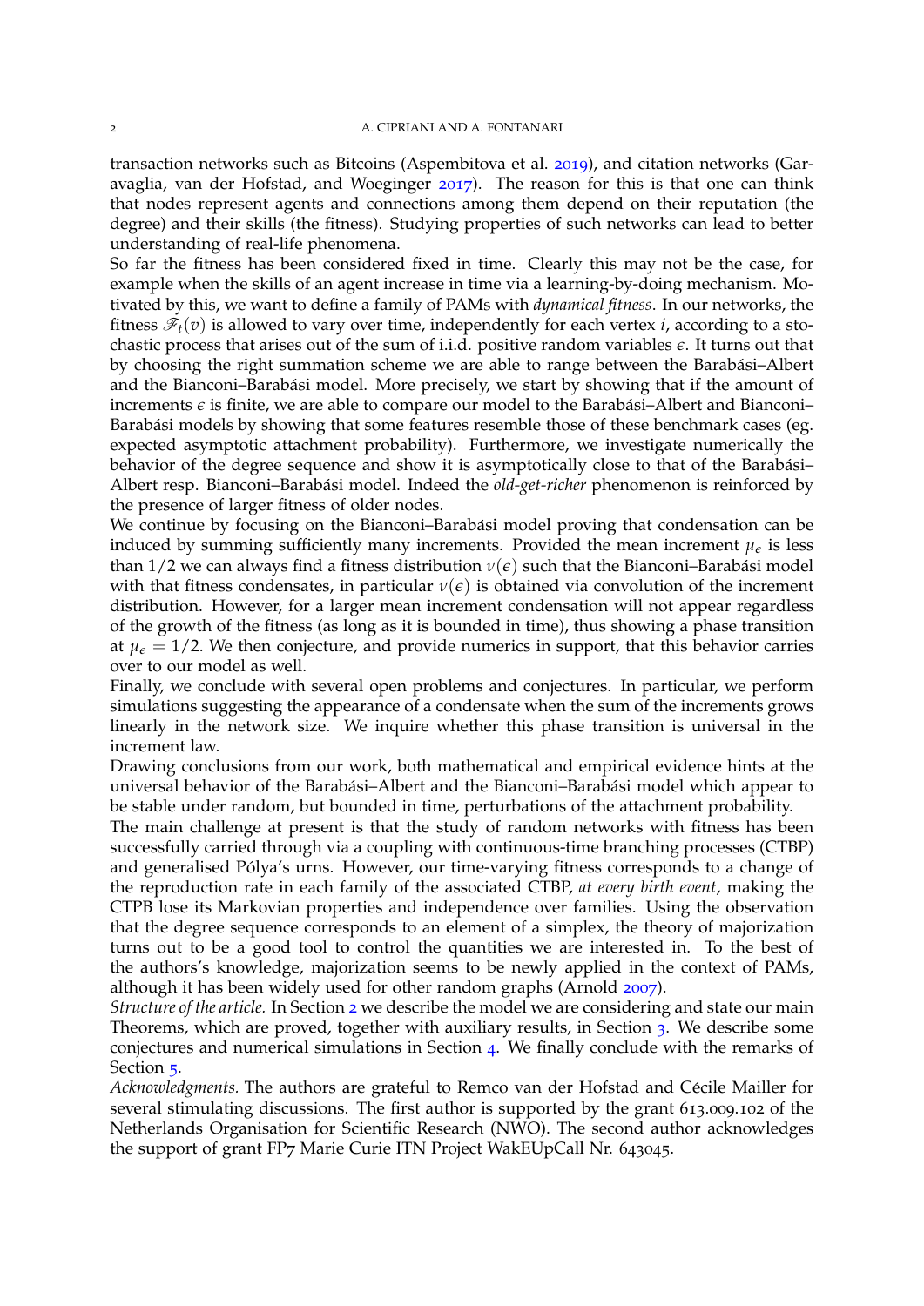transaction networks such as Bitcoins (Aspembitova et al. 2019), and citation networks (Garavaglia, van der Hofstad, and Woeginger 2017). The reason for this is that one can think that nodes represent agents and connections among them depend on their reputation (the degree) and their skills (the fitness). Studying properties of such networks can lead to better understanding of real-life phenomena.

So far the fitness has been considered fixed in time. Clearly this may not be the case, for example when the skills of an agent increase in time via a learning-by-doing mechanism. Motivated by this, we want to define a family of PAMs with *dynamical fitness*. In our networks, the fitness $\mathscr{F}_t(v)$ is allowed to vary over time, independently for each vertex $i$, according to a stochastic process that arises out of the sum of i.i.d. positive random variables $\epsilon$. It turns out that by choosing the right summation scheme we are able to range between the Barabási–Albert and the Bianconi–Barabási model. More precisely, we start by showing that if the amount of increments $\epsilon$ is finite, we are able to compare our model to the Barabási–Albert and Bianconi–Barabási models by showing that some features resemble those of these benchmark cases (eg. expected asymptotic attachment probability). Furthermore, we investigate numerically the behavior of the degree sequence and show it is asymptotically close to that of the Barabási–Albert resp. Bianconi–Barabási model. Indeed the *old-get-richer* phenomenon is reinforced by the presence of larger fitness of older nodes.

We continue by focusing on the Bianconi–Barabási model proving that condensation can be induced by summing sufficiently many increments. Provided the mean increment $\mu_\epsilon$ is less than $1/2$ we can always find a fitness distribution $\nu(\epsilon)$ such that the Bianconi–Barabási model with that fitness condensates, in particular $\nu(\epsilon)$ is obtained via convolution of the increment distribution. However, for a larger mean increment condensation will not appear regardless of the growth of the fitness (as long as it is bounded in time), thus showing a phase transition at $\mu_\epsilon = 1/2$. We then conjecture, and provide numerics in support, that this behavior carries over to our model as well.

Finally, we conclude with several open problems and conjectures. In particular, we perform simulations suggesting the appearance of a condensate when the sum of the increments grows linearly in the network size. We inquire whether this phase transition is universal in the increment law.

Drawing conclusions from our work, both mathematical and empirical evidence hints at the universal behavior of the Barabási–Albert and the Bianconi–Barabási model which appear to be stable under random, but bounded in time, perturbations of the attachment probability.

The main challenge at present is that the study of random networks with fitness has been successfully carried through via a coupling with continuous-time branching processes (CTBP) and generalised Pólya's urns. However, our time-varying fitness corresponds to a change of the reproduction rate in each family of the associated CTBP, *at every birth event*, making the CTPB lose its Markovian properties and independence over families. Using the observation that the degree sequence corresponds to an element of a simplex, the theory of majorization turns out to be a good tool to control the quantities we are interested in. To the best of the authors's knowledge, majorization seems to be newly applied in the context of PAMs, although it has been widely used for other random graphs (Arnold 2007).

*Structure of the article.* In Section 2 we describe the model we are considering and state our main Theorems, which are proved, together with auxiliary results, in Section 3. We describe some conjectures and numerical simulations in Section 4. We finally conclude with the remarks of Section 5.

*Acknowledgments.* The authors are grateful to Remco van der Hofstad and Cécile Mailler for several stimulating discussions. The first author is supported by the grant 613.009.102 of the Netherlands Organisation for Scientific Research (NWO). The second author acknowledges the support of grant FP7 Marie Curie ITN Project WakEUpCall Nr. 643045.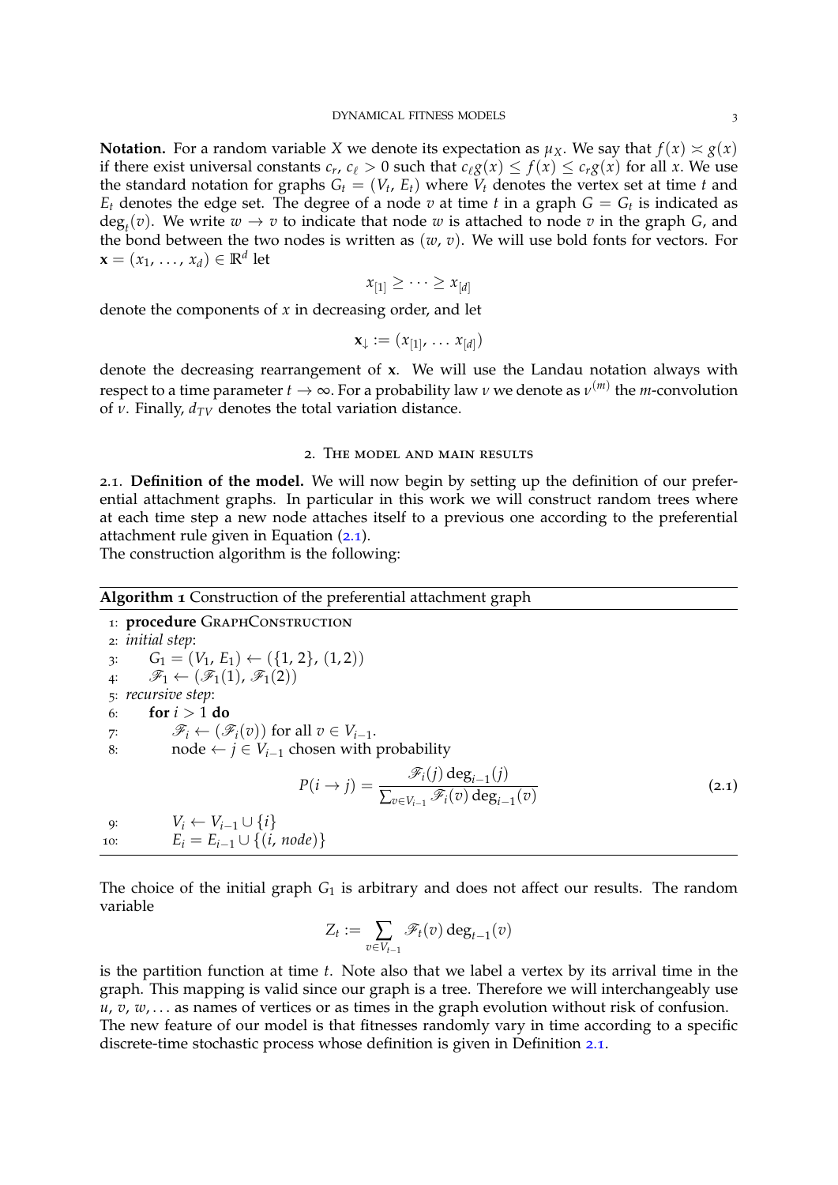**Notation.** For a random variable $X$ we denote its expectation as $\mu_X$. We say that $f(x) \asymp g(x)$ if there exist universal constants $c_r, c_\ell > 0$ such that $c_\ell g(x) \le f(x) \le c_r g(x)$ for all $x$. We use the standard notation for graphs $G_t = (V_t, E_t)$ where $V_t$ denotes the vertex set at time $t$ and $E_t$ denotes the edge set. The degree of a node $v$ at time $t$ in a graph $G = G_t$ is indicated as $\deg_t(v)$. We write $w \to v$ to indicate that node $w$ is attached to node $v$ in the graph $G$, and the bond between the two nodes is written as $(w, v)$. We will use bold fonts for vectors. For $\mathbf{x} = (x_1, \dots, x_d) \in \mathbb{R}^d$ let

$$x_{[1]} \ge \cdots \ge x_{[d]}$$

denote the components of $x$ in decreasing order, and let

$$\mathbf{x}_\downarrow := (x_{[1]}, \dots x_{[d]})$$

denote the decreasing rearrangement of $\mathbf{x}$. We will use the Landau notation always with respect to a time parameter $t \to \infty$. For a probability law $\nu$ we denote as $\nu^{(m)}$ the $m$-convolution of $\nu$. Finally, $d_{TV}$ denotes the total variation distance.

## 2. The model and main results

2.1. **Definition of the model.** We will now begin by setting up the definition of our preferential attachment graphs. In particular in this work we will construct random trees where at each time step a new node attaches itself to a previous one according to the preferential attachment rule given in Equation (2.1).

The construction algorithm is the following:

**Algorithm 1** Construction of the preferential attachment graph

1: **procedure** GraphConstruction
2: *initial step*:
3: $\quad G_1 = (V_1, E_1) \leftarrow (\{1, 2\}, (1, 2))$
4: $\quad \mathscr{F}_1 \leftarrow (\mathscr{F}_1(1), \mathscr{F}_1(2))$
5: *recursive step*:
6: $\quad$ **for** $i > 1$ **do**
7: $\quad\quad \mathscr{F}_i \leftarrow (\mathscr{F}_i(v))$ for all $v \in V_{i-1}$.
8: $\quad\quad$ node $\leftarrow j \in V_{i-1}$ chosen with probability

$$P(i \to j) = \frac{\mathscr{F}_i(j) \deg_{i-1}(j)}{\sum_{v \in V_{i-1}} \mathscr{F}_i(v) \deg_{i-1}(v)} \tag{2.1}$$

9: $\quad\quad V_i \leftarrow V_{i-1} \cup \{i\}$
10: $\quad\quad E_i = E_{i-1} \cup \{(i, node)\}$

The choice of the initial graph $G_1$ is arbitrary and does not affect our results. The random variable

$$Z_t := \sum_{v \in V_{t-1}} \mathscr{F}_t(v) \deg_{t-1}(v)$$

is the partition function at time $t$. Note also that we label a vertex by its arrival time in the graph. This mapping is valid since our graph is a tree. Therefore we will interchangeably use $u, v, w, \dots$ as names of vertices or as times in the graph evolution without risk of confusion. The new feature of our model is that fitnesses randomly vary in time according to a specific discrete-time stochastic process whose definition is given in Definition 2.1.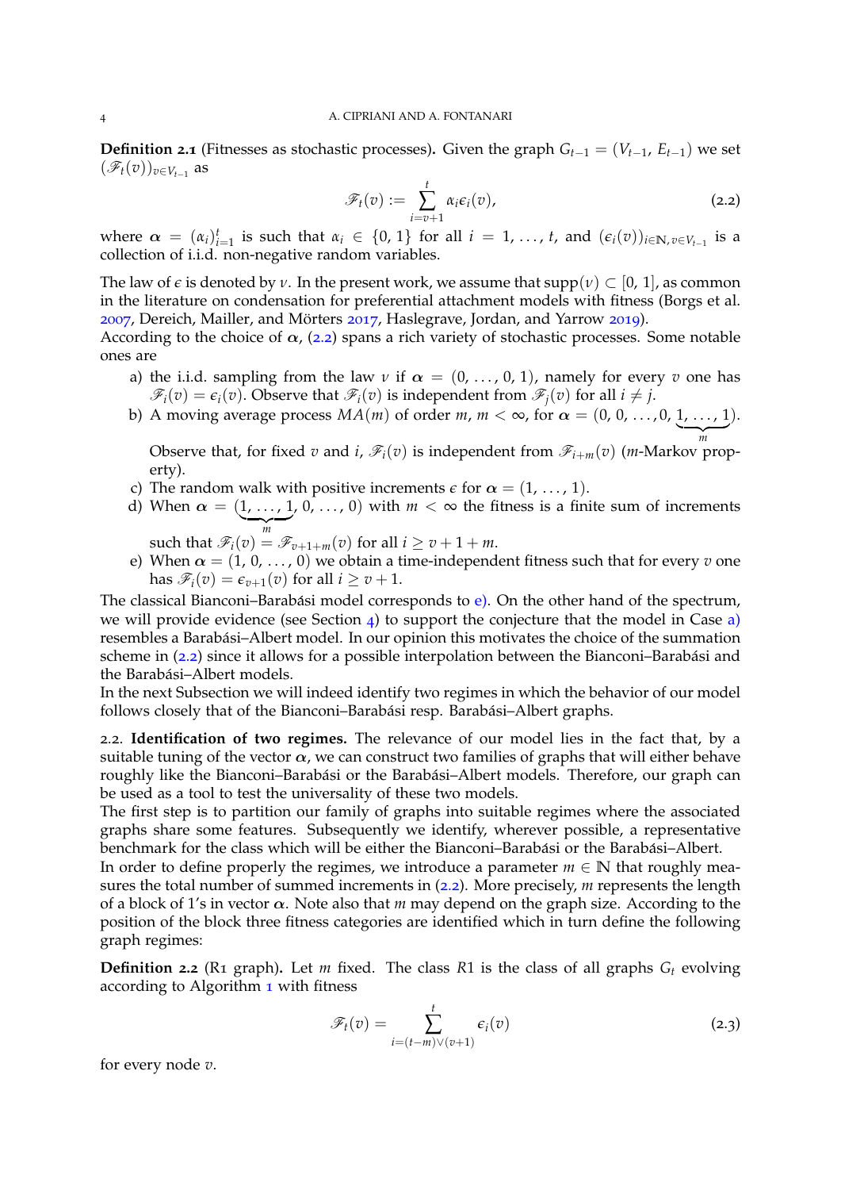**Definition 2.1** (Fitnesses as stochastic processes)**.** Given the graph $G_{t-1} = (V_{t-1}, E_{t-1})$ we set $(\mathscr{F}_t(v))_{v \in V_{t-1}}$ as

$$\mathscr{F}_t(v) := \sum_{i=v+1}^{t} \alpha_i \epsilon_i(v), \tag{2.2}$$

where $\boldsymbol{\alpha} = (\alpha_i)_{i=1}^t$ is such that $\alpha_i \in \{0, 1\}$ for all $i = 1, \ldots, t$, and $(\epsilon_i(v))_{i \in \mathbb{N}, v \in V_{t-1}}$ is a collection of i.i.d. non-negative random variables.

The law of $\epsilon$ is denoted by $\nu$. In the present work, we assume that $\operatorname{supp}(\nu) \subset [0, 1]$, as common in the literature on condensation for preferential attachment models with fitness (Borgs et al. 2007, Dereich, Mailler, and Mörters 2017, Haslegrave, Jordan, and Yarrow 2019).
According to the choice of $\boldsymbol{\alpha}$, (2.2) spans a rich variety of stochastic processes. Some notable ones are

a) the i.i.d. sampling from the law $\nu$ if $\boldsymbol{\alpha} = (0, \ldots, 0, 1)$, namely for every $v$ one has $\mathscr{F}_i(v) = \epsilon_i(v)$. Observe that $\mathscr{F}_i(v)$ is independent from $\mathscr{F}_j(v)$ for all $i \neq j$.
b) A moving average process $MA(m)$ of order $m$, $m < \infty$, for $\boldsymbol{\alpha} = (0, 0, \ldots, 0, \underbrace{1, \ldots, 1}_{m})$.
   Observe that, for fixed $v$ and $i$, $\mathscr{F}_i(v)$ is independent from $\mathscr{F}_{i+m}(v)$ ($m$-Markov property).
c) The random walk with positive increments $\epsilon$ for $\boldsymbol{\alpha} = (1, \ldots, 1)$.
d) When $\boldsymbol{\alpha} = (\underbrace{1, \ldots, 1}_{m}, 0, \ldots, 0)$ with $m < \infty$ the fitness is a finite sum of increments such that $\mathscr{F}_i(v) = \mathscr{F}_{v+1+m}(v)$ for all $i \geq v + 1 + m$.
e) When $\boldsymbol{\alpha} = (1, 0, \ldots, 0)$ we obtain a time-independent fitness such that for every $v$ one has $\mathscr{F}_i(v) = \epsilon_{v+1}(v)$ for all $i \geq v + 1$.

The classical Bianconi–Barabási model corresponds to e). On the other hand of the spectrum, we will provide evidence (see Section 4) to support the conjecture that the model in Case a) resembles a Barabási–Albert model. In our opinion this motivates the choice of the summation scheme in (2.2) since it allows for a possible interpolation between the Bianconi–Barabási and the Barabási–Albert models.
In the next Subsection we will indeed identify two regimes in which the behavior of our model follows closely that of the Bianconi–Barabási resp. Barabási–Albert graphs.

## 2.2. Identification of two regimes.

The relevance of our model lies in the fact that, by a suitable tuning of the vector $\boldsymbol{\alpha}$, we can construct two families of graphs that will either behave roughly like the Bianconi–Barabási or the Barabási–Albert models. Therefore, our graph can be used as a tool to test the universality of these two models.
The first step is to partition our family of graphs into suitable regimes where the associated graphs share some features. Subsequently we identify, wherever possible, a representative benchmark for the class which will be either the Bianconi–Barabási or the Barabási–Albert.
In order to define properly the regimes, we introduce a parameter $m \in \mathbb{N}$ that roughly measures the total number of summed increments in (2.2). More precisely, $m$ represents the length of a block of 1's in vector $\boldsymbol{\alpha}$. Note also that $m$ may depend on the graph size. According to the position of the block three fitness categories are identified which in turn define the following graph regimes:

**Definition 2.2** (R1 graph)**.** Let $m$ fixed. The class $R1$ is the class of all graphs $G_t$ evolving according to Algorithm 1 with fitness

$$\mathscr{F}_t(v) = \sum_{i=(t-m)\vee(v+1)}^{t} \epsilon_i(v) \tag{2.3}$$

for every node $v$.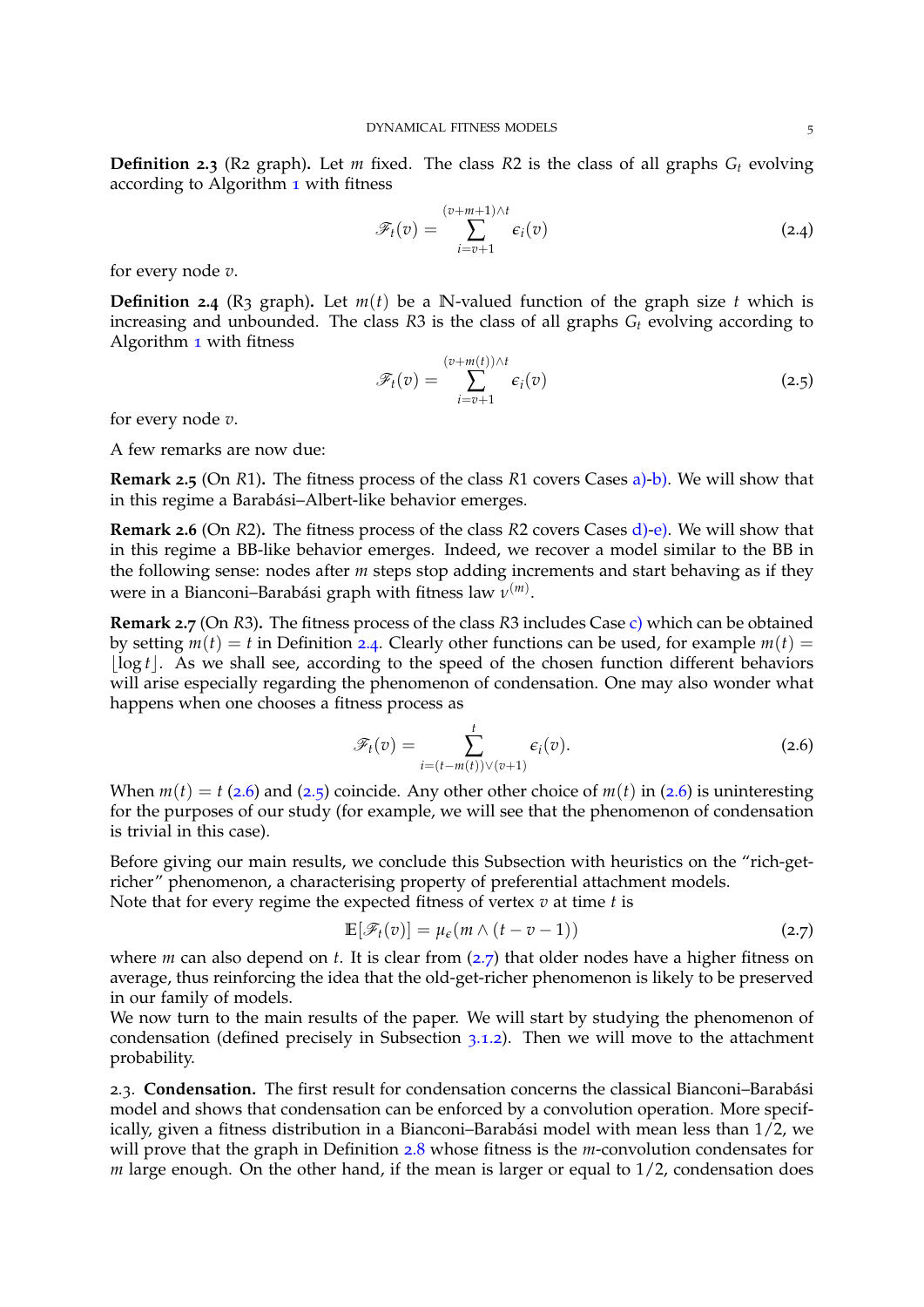**Definition 2.3** (R2 graph)**.** Let $m$ fixed. The class $R2$ is the class of all graphs $G_t$ evolving according to Algorithm 1 with fitness

$$\mathscr{F}_t(v) = \sum_{i=v+1}^{(v+m+1)\wedge t} \epsilon_i(v) \tag{2.4}$$

for every node $v$.

**Definition 2.4** (R3 graph)**.** Let $m(t)$ be a $\mathbb{N}$-valued function of the graph size $t$ which is increasing and unbounded. The class $R3$ is the class of all graphs $G_t$ evolving according to Algorithm 1 with fitness

$$\mathscr{F}_t(v) = \sum_{i=v+1}^{(v+m(t))\wedge t} \epsilon_i(v) \tag{2.5}$$

for every node $v$.

A few remarks are now due:

**Remark 2.5** (On $R1$)**.** The fitness process of the class $R1$ covers Cases a)-b). We will show that in this regime a Barabási–Albert-like behavior emerges.

**Remark 2.6** (On $R2$)**.** The fitness process of the class $R2$ covers Cases d)-e). We will show that in this regime a BB-like behavior emerges. Indeed, we recover a model similar to the BB in the following sense: nodes after $m$ steps stop adding increments and start behaving as if they were in a Bianconi–Barabási graph with fitness law $\nu^{(m)}$.

**Remark 2.7** (On $R3$)**.** The fitness process of the class $R3$ includes Case c) which can be obtained by setting $m(t) = t$ in Definition 2.4. Clearly other functions can be used, for example $m(t) = \lfloor \log t \rfloor$. As we shall see, according to the speed of the chosen function different behaviors will arise especially regarding the phenomenon of condensation. One may also wonder what happens when one chooses a fitness process as

$$\mathscr{F}_t(v) = \sum_{i=(t-m(t))\vee(v+1)}^{t} \epsilon_i(v). \tag{2.6}$$

When $m(t) = t$ (2.6) and (2.5) coincide. Any other other choice of $m(t)$ in (2.6) is uninteresting for the purposes of our study (for example, we will see that the phenomenon of condensation is trivial in this case).

Before giving our main results, we conclude this Subsection with heuristics on the "rich-get-richer" phenomenon, a characterising property of preferential attachment models.
Note that for every regime the expected fitness of vertex $v$ at time $t$ is

$$\mathbb{E}[\mathscr{F}_t(v)] = \mu_\epsilon(m \wedge (t - v - 1)) \tag{2.7}$$

where $m$ can also depend on $t$. It is clear from (2.7) that older nodes have a higher fitness on average, thus reinforcing the idea that the old-get-richer phenomenon is likely to be preserved in our family of models.
We now turn to the main results of the paper. We will start by studying the phenomenon of condensation (defined precisely in Subsection 3.1.2). Then we will move to the attachment probability.

2.3. **Condensation.** The first result for condensation concerns the classical Bianconi–Barabási model and shows that condensation can be enforced by a convolution operation. More specifically, given a fitness distribution in a Bianconi–Barabási model with mean less than $1/2$, we will prove that the graph in Definition 2.8 whose fitness is the $m$-convolution condensates for $m$ large enough. On the other hand, if the mean is larger or equal to $1/2$, condensation does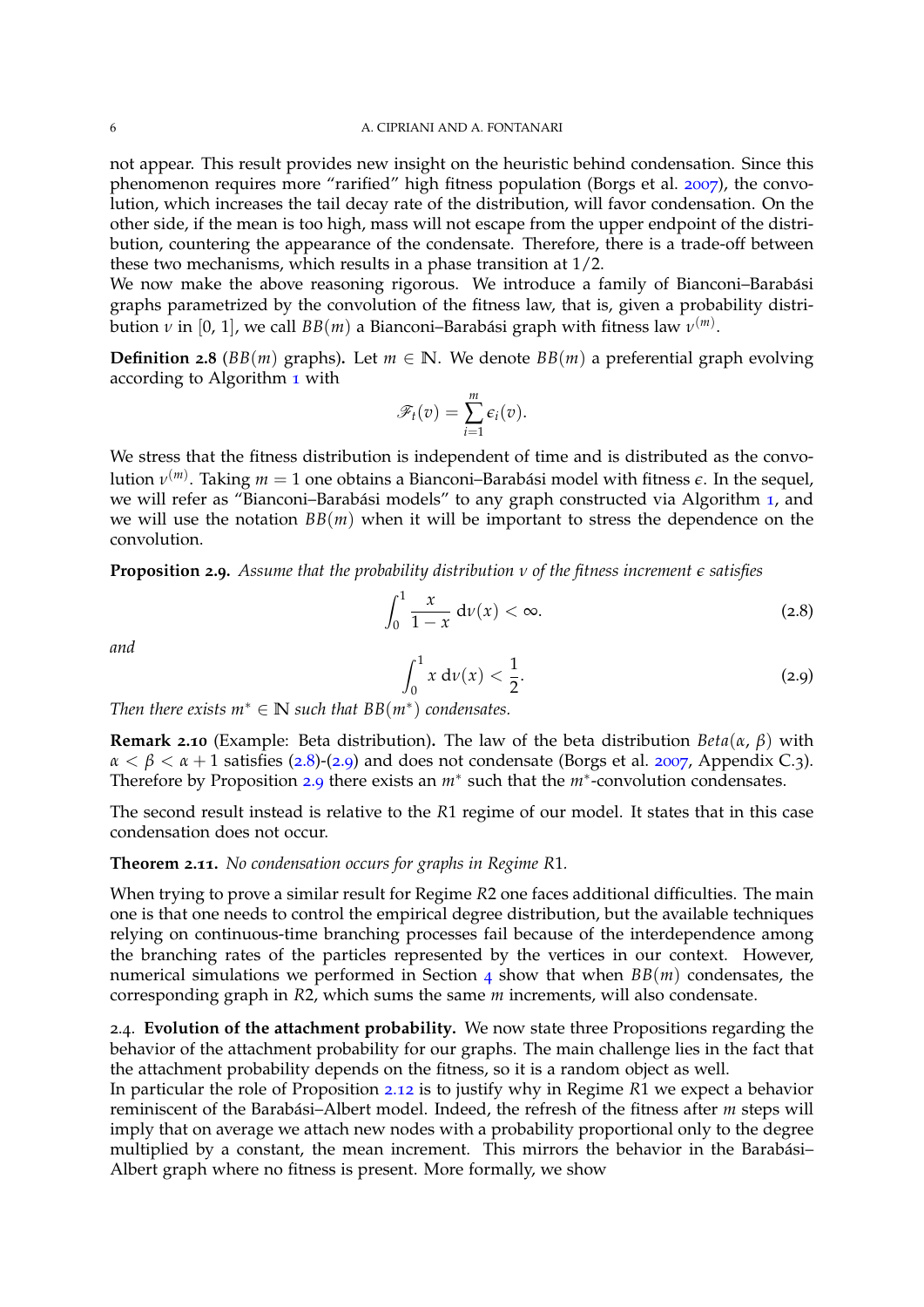not appear. This result provides new insight on the heuristic behind condensation. Since this phenomenon requires more "rarified" high fitness population (Borgs et al. 2007), the convolution, which increases the tail decay rate of the distribution, will favor condensation. On the other side, if the mean is too high, mass will not escape from the upper endpoint of the distribution, countering the appearance of the condensate. Therefore, there is a trade-off between these two mechanisms, which results in a phase transition at $1/2$.

We now make the above reasoning rigorous. We introduce a family of Bianconi–Barabási graphs parametrized by the convolution of the fitness law, that is, given a probability distribution $\nu$ in $[0, 1]$, we call $BB(m)$ a Bianconi–Barabási graph with fitness law $\nu^{(m)}$.

**Definition 2.8** ($BB(m)$ graphs)**.** Let $m \in \mathbb{N}$. We denote $BB(m)$ a preferential graph evolving according to Algorithm 1 with

$$\mathscr{F}_t(v) = \sum_{i=1}^{m} \epsilon_i(v).$$

We stress that the fitness distribution is independent of time and is distributed as the convolution $\nu^{(m)}$. Taking $m = 1$ one obtains a Bianconi–Barabási model with fitness $\epsilon$. In the sequel, we will refer as "Bianconi–Barabási models" to any graph constructed via Algorithm 1, and we will use the notation $BB(m)$ when it will be important to stress the dependence on the convolution.

**Proposition 2.9.** *Assume that the probability distribution $\nu$ of the fitness increment $\epsilon$ satisfies*

$$\int_0^1 \frac{x}{1-x} \, \mathrm{d}\nu(x) < \infty. \tag{2.8}$$

*and*

$$\int_0^1 x \, \mathrm{d}\nu(x) < \frac{1}{2}. \tag{2.9}$$

*Then there exists $m^* \in \mathbb{N}$ such that $BB(m^*)$ condensates.*

**Remark 2.10** (Example: Beta distribution)**.** The law of the beta distribution $Beta(\alpha, \beta)$ with $\alpha < \beta < \alpha + 1$ satisfies (2.8)-(2.9) and does not condensate (Borgs et al. 2007, Appendix C.3). Therefore by Proposition 2.9 there exists an $m^*$ such that the $m^*$-convolution condensates.

The second result instead is relative to the $R1$ regime of our model. It states that in this case condensation does not occur.

**Theorem 2.11.** *No condensation occurs for graphs in Regime $R1$.*

When trying to prove a similar result for Regime $R2$ one faces additional difficulties. The main one is that one needs to control the empirical degree distribution, but the available techniques relying on continuous-time branching processes fail because of the interdependence among the branching rates of the particles represented by the vertices in our context. However, numerical simulations we performed in Section 4 show that when $BB(m)$ condensates, the corresponding graph in $R2$, which sums the same $m$ increments, will also condensate.

### 2.4. Evolution of the attachment probability.

We now state three Propositions regarding the behavior of the attachment probability for our graphs. The main challenge lies in the fact that the attachment probability depends on the fitness, so it is a random object as well.

In particular the role of Proposition 2.12 is to justify why in Regime $R1$ we expect a behavior reminiscent of the Barabási–Albert model. Indeed, the refresh of the fitness after $m$ steps will imply that on average we attach new nodes with a probability proportional only to the degree multiplied by a constant, the mean increment. This mirrors the behavior in the Barabási–Albert graph where no fitness is present. More formally, we show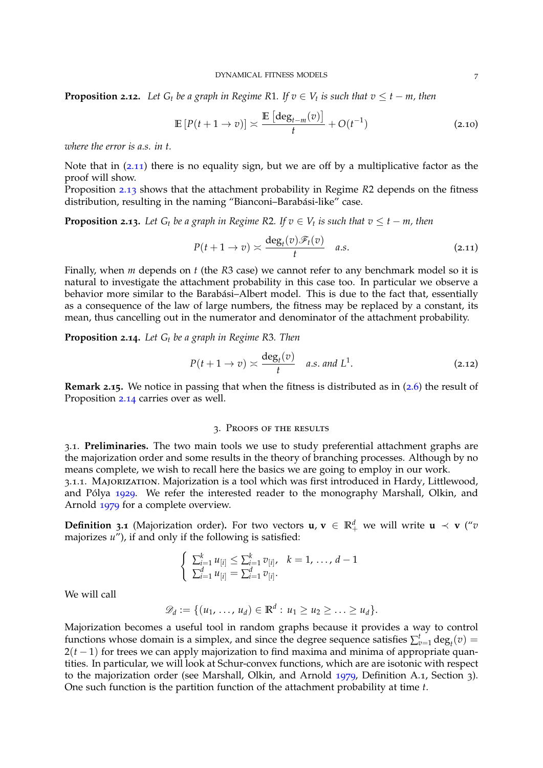**Proposition 2.12.** *Let $G_t$ be a graph in Regime R1. If $v \in V_t$ is such that $v \le t - m$, then*

$$\mathbb{E}\left[P(t+1 \to v)\right] \asymp \frac{\mathbb{E}\left[\deg_{t-m}(v)\right]}{t} + O(t^{-1}) \tag{2.10}$$

*where the error is a.s. in $t$.*

Note that in (2.11) there is no equality sign, but we are off by a multiplicative factor as the proof will show.
Proposition 2.13 shows that the attachment probability in Regime $R2$ depends on the fitness distribution, resulting in the naming "Bianconi–Barabási-like" case.

**Proposition 2.13.** *Let $G_t$ be a graph in Regime R2. If $v \in V_t$ is such that $v \le t - m$, then*

$$P(t+1 \to v) \asymp \frac{\deg_t(v)\mathscr{F}_t(v)}{t} \quad a.s. \tag{2.11}$$

Finally, when $m$ depends on $t$ (the $R3$ case) we cannot refer to any benchmark model so it is natural to investigate the attachment probability in this case too. In particular we observe a behavior more similar to the Barabási–Albert model. This is due to the fact that, essentially as a consequence of the law of large numbers, the fitness may be replaced by a constant, its mean, thus cancelling out in the numerator and denominator of the attachment probability.

**Proposition 2.14.** *Let $G_t$ be a graph in Regime R3. Then*

$$P(t+1 \to v) \asymp \frac{\deg_t(v)}{t} \quad a.s. \text{ and } L^1. \tag{2.12}$$

**Remark 2.15.** We notice in passing that when the fitness is distributed as in (2.6) the result of Proposition 2.14 carries over as well.

## 3. Proofs of the results

3.1. **Preliminaries.** The two main tools we use to study preferential attachment graphs are the majorization order and some results in the theory of branching processes. Although by no means complete, we wish to recall here the basics we are going to employ in our work.

3.1.1. Majorization. Majorization is a tool which was first introduced in Hardy, Littlewood, and Pólya 1929. We refer the interested reader to the monography Marshall, Olkin, and Arnold 1979 for a complete overview.

**Definition 3.1** (Majorization order). For two vectors $\mathbf{u}, \mathbf{v} \in \mathbb{R}^d_+$ we will write $\mathbf{u} \prec \mathbf{v}$ ("$v$ majorizes $u$"), if and only if the following is satisfied:

$$\begin{cases} \sum_{i=1}^k u_{[i]} \le \sum_{i=1}^k v_{[i]}, & k = 1, \ldots, d-1 \\ \sum_{i=1}^d u_{[i]} = \sum_{i=1}^d v_{[i]}. \end{cases}$$

We will call

$$\mathscr{D}_d := \{(u_1, \ldots, u_d) \in \mathbb{R}^d : u_1 \ge u_2 \ge \ldots \ge u_d\}.$$

Majorization becomes a useful tool in random graphs because it provides a way to control functions whose domain is a simplex, and since the degree sequence satisfies $\sum_{v=1}^t \deg_t(v) = 2(t-1)$ for trees we can apply majorization to find maxima and minima of appropriate quantities. In particular, we will look at Schur-convex functions, which are are isotonic with respect to the majorization order (see Marshall, Olkin, and Arnold 1979, Definition A.1, Section 3). One such function is the partition function of the attachment probability at time $t$.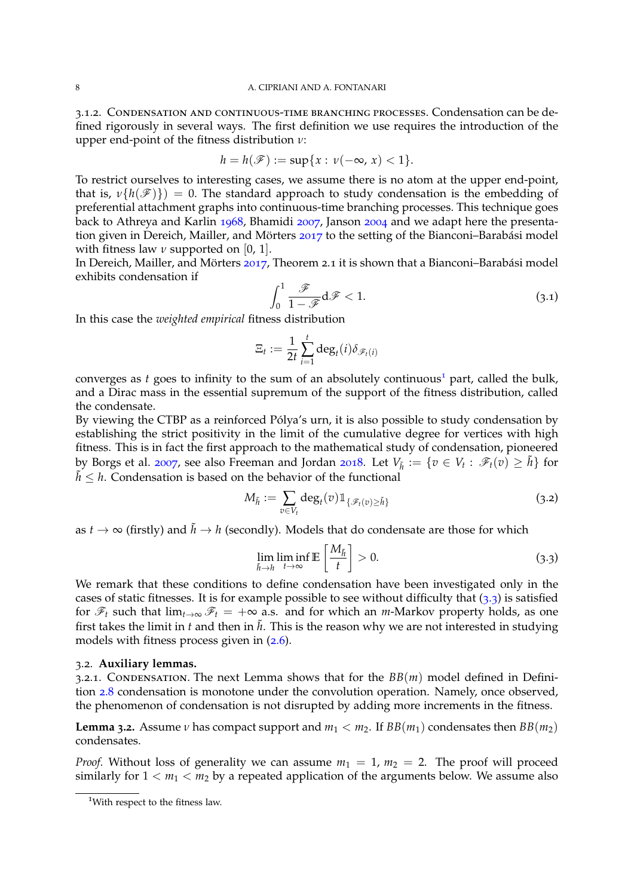3.1.2. Condensation and continuous-time branching processes. Condensation can be defined rigorously in several ways. The first definition we use requires the introduction of the upper end-point of the fitness distribution $\nu$:

$$h = h(\mathscr{F}) := \sup\{x : \nu(-\infty, x) < 1\}.$$

To restrict ourselves to interesting cases, we assume there is no atom at the upper end-point, that is, $\nu\{h(\mathscr{F})\}) = 0$. The standard approach to study condensation is the embedding of preferential attachment graphs into continuous-time branching processes. This technique goes back to Athreya and Karlin 1968, Bhamidi 2007, Janson 2004 and we adapt here the presentation given in Dereich, Mailler, and Mörters 2017 to the setting of the Bianconi–Barabási model with fitness law $\nu$ supported on $[0, 1]$.

In Dereich, Mailler, and Mörters 2017, Theorem 2.1 it is shown that a Bianconi–Barabási model exhibits condensation if

$$\int_0^1 \frac{\mathscr{F}}{1-\mathscr{F}} \mathrm{d}\mathscr{F} < 1. \tag{3.1}$$

In this case the *weighted empirical* fitness distribution

$$\Xi_t := \frac{1}{2t} \sum_{i=1}^{t} \deg_t(i) \delta_{\mathscr{F}_t(i)}$$

converges as $t$ goes to infinity to the sum of an absolutely continuous[1] part, called the bulk, and a Dirac mass in the essential supremum of the support of the fitness distribution, called the condensate.

By viewing the CTBP as a reinforced Pólya's urn, it is also possible to study condensation by establishing the strict positivity in the limit of the cumulative degree for vertices with high fitness. This is in fact the first approach to the mathematical study of condensation, pioneered by Borgs et al. 2007, see also Freeman and Jordan 2018. Let $V_{\tilde{h}} := \{v \in V_t : \mathscr{F}_t(v) \geq \tilde{h}\}$ for $\tilde{h} \leq h$. Condensation is based on the behavior of the functional

$$M_{\tilde{h}} := \sum_{v \in V_t} \deg_t(v) \mathbb{1}_{\{\mathscr{F}_t(v) \geq \tilde{h}\}} \tag{3.2}$$

as $t \to \infty$ (firstly) and $\tilde{h} \to h$ (secondly). Models that do condensate are those for which

$$\lim_{\tilde{h} \to h} \liminf_{t \to \infty} \mathbb{E}\left[\frac{M_{\tilde{h}}}{t}\right] > 0. \tag{3.3}$$

We remark that these conditions to define condensation have been investigated only in the cases of static fitnesses. It is for example possible to see without difficulty that (3.3) is satisfied for $\mathscr{F}_t$ such that $\lim_{t\to\infty} \mathscr{F}_t = +\infty$ a.s. and for which an $m$-Markov property holds, as one first takes the limit in $t$ and then in $\tilde{h}$. This is the reason why we are not interested in studying models with fitness process given in (2.6).

## 3.2. Auxiliary lemmas.

3.2.1. Condensation. The next Lemma shows that for the $BB(m)$ model defined in Definition 2.8 condensation is monotone under the convolution operation. Namely, once observed, the phenomenon of condensation is not disrupted by adding more increments in the fitness.

**Lemma 3.2.** Assume $\nu$ has compact support and $m_1 < m_2$. If $BB(m_1)$ condensates then $BB(m_2)$ condensates.

*Proof.* Without loss of generality we can assume $m_1 = 1$, $m_2 = 2$. The proof will proceed similarly for $1 < m_1 < m_2$ by a repeated application of the arguments below. We assume also

[1] With respect to the fitness law.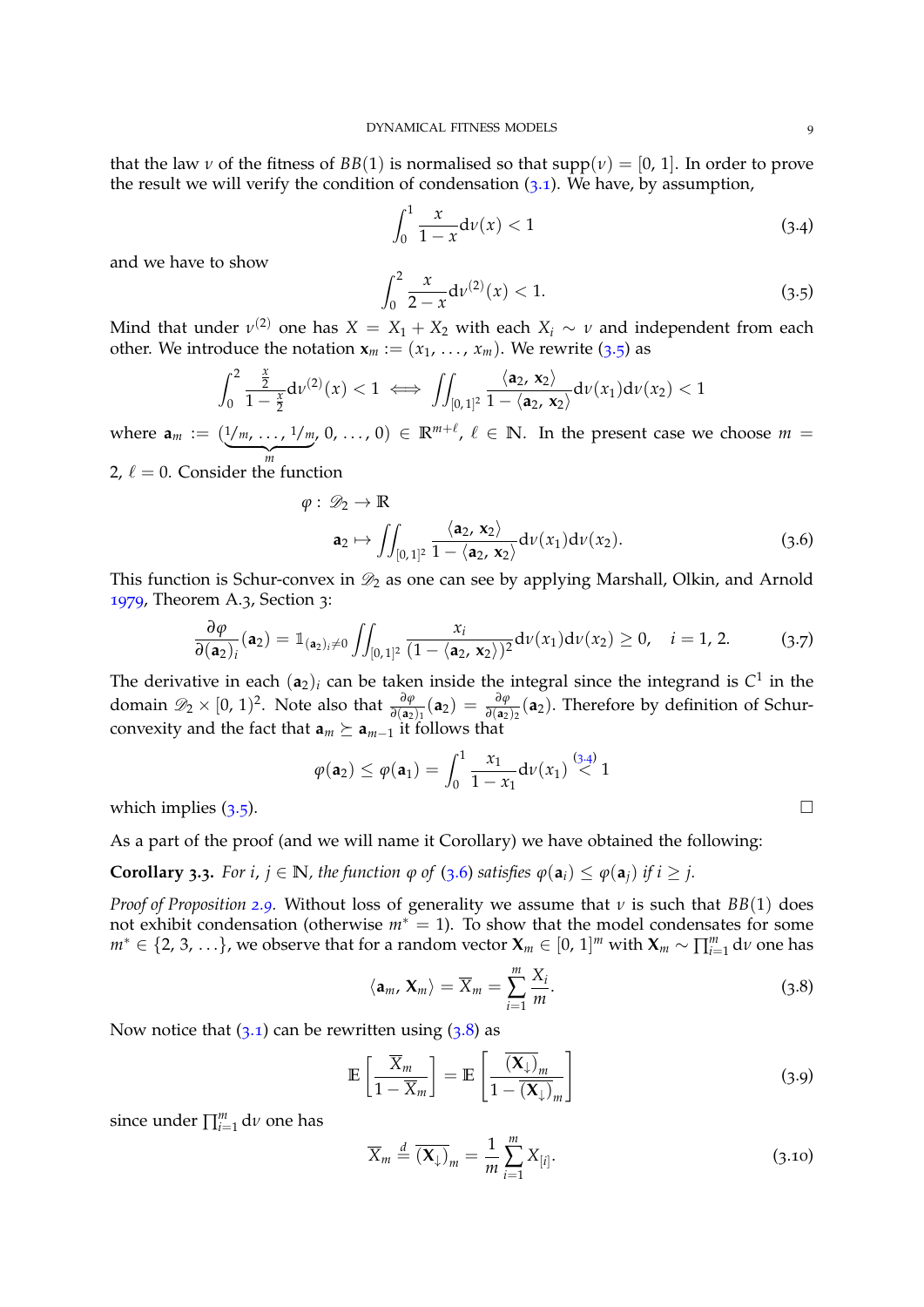that the law $\nu$ of the fitness of $BB(1)$ is normalised so that $\text{supp}(\nu) = [0, 1]$. In order to prove the result we will verify the condition of condensation (3.1). We have, by assumption,

$$\int_0^1 \frac{x}{1-x} \mathrm{d}\nu(x) < 1 \tag{3.4}$$

and we have to show

$$\int_0^2 \frac{x}{2-x} \mathrm{d}\nu^{(2)}(x) < 1. \tag{3.5}$$

Mind that under $\nu^{(2)}$ one has $X = X_1 + X_2$ with each $X_i \sim \nu$ and independent from each other. We introduce the notation $\mathbf{x}_m := (x_1, \ldots, x_m)$. We rewrite (3.5) as

$$\int_0^2 \frac{\frac{x}{2}}{1-\frac{x}{2}} \mathrm{d}\nu^{(2)}(x) < 1 \iff \iint_{[0,1]^2} \frac{\langle \mathbf{a}_2, \mathbf{x}_2 \rangle}{1 - \langle \mathbf{a}_2, \mathbf{x}_2 \rangle} \mathrm{d}\nu(x_1)\mathrm{d}\nu(x_2) < 1$$

where $\mathbf{a}_m := (\underbrace{1/m, \ldots, 1/m}_{m}, 0, \ldots, 0) \in \mathbb{R}^{m+\ell}$, $\ell \in \mathbb{N}$. In the present case we choose $m = 2$, $\ell = 0$. Consider the function

$$\begin{aligned} \varphi :\ & \mathscr{D}_2 \to \mathbb{R} \\ & \mathbf{a}_2 \mapsto \iint_{[0,1]^2} \frac{\langle \mathbf{a}_2, \mathbf{x}_2 \rangle}{1 - \langle \mathbf{a}_2, \mathbf{x}_2 \rangle} \mathrm{d}\nu(x_1)\mathrm{d}\nu(x_2). \end{aligned} \tag{3.6}$$

This function is Schur-convex in $\mathscr{D}_2$ as one can see by applying Marshall, Olkin, and Arnold 1979, Theorem A.3, Section 3:

$$\frac{\partial \varphi}{\partial (\mathbf{a}_2)_i}(\mathbf{a}_2) = \mathbb{1}_{(\mathbf{a}_2)_i \neq 0} \iint_{[0,1]^2} \frac{x_i}{(1 - \langle \mathbf{a}_2, \mathbf{x}_2 \rangle)^2} \mathrm{d}\nu(x_1)\mathrm{d}\nu(x_2) \geq 0, \quad i = 1, 2. \tag{3.7}$$

The derivative in each $(\mathbf{a}_2)_i$ can be taken inside the integral since the integrand is $C^1$ in the domain $\mathscr{D}_2 \times [0, 1)^2$. Note also that $\frac{\partial \varphi}{\partial (\mathbf{a}_2)_1}(\mathbf{a}_2) = \frac{\partial \varphi}{\partial (\mathbf{a}_2)_2}(\mathbf{a}_2)$. Therefore by definition of Schur-convexity and the fact that $\mathbf{a}_m \succeq \mathbf{a}_{m-1}$ it follows that

$$\varphi(\mathbf{a}_2) \leq \varphi(\mathbf{a}_1) = \int_0^1 \frac{x_1}{1-x_1} \mathrm{d}\nu(x_1) \overset{(3.4)}{<} 1$$

which implies (3.5). □

As a part of the proof (and we will name it Corollary) we have obtained the following:

**Corollary 3.3.** *For $i, j \in \mathbb{N}$, the function $\varphi$ of (3.6) satisfies $\varphi(\mathbf{a}_i) \leq \varphi(\mathbf{a}_j)$ if $i \geq j$.*

*Proof of Proposition 2.9.* Without loss of generality we assume that $\nu$ is such that $BB(1)$ does not exhibit condensation (otherwise $m^* = 1$). To show that the model condensates for some $m^* \in \{2, 3, \ldots\}$, we observe that for a random vector $\mathbf{X}_m \in [0, 1]^m$ with $\mathbf{X}_m \sim \prod_{i=1}^m \mathrm{d}\nu$ one has

$$\langle \mathbf{a}_m, \mathbf{X}_m \rangle = \overline{X}_m = \sum_{i=1}^m \frac{X_i}{m}. \tag{3.8}$$

Now notice that (3.1) can be rewritten using (3.8) as

$$\mathbb{E}\left[\frac{\overline{X}_m}{1 - \overline{X}_m}\right] = \mathbb{E}\left[\frac{\overline{(\mathbf{X}_\downarrow)}_m}{1 - \overline{(\mathbf{X}_\downarrow)}_m}\right] \tag{3.9}$$

since under $\prod_{i=1}^m \mathrm{d}\nu$ one has

$$\overline{X}_m \overset{d}{=} \overline{(\mathbf{X}_\downarrow)}_m = \frac{1}{m} \sum_{i=1}^m X_{[i]}. \tag{3.10}$$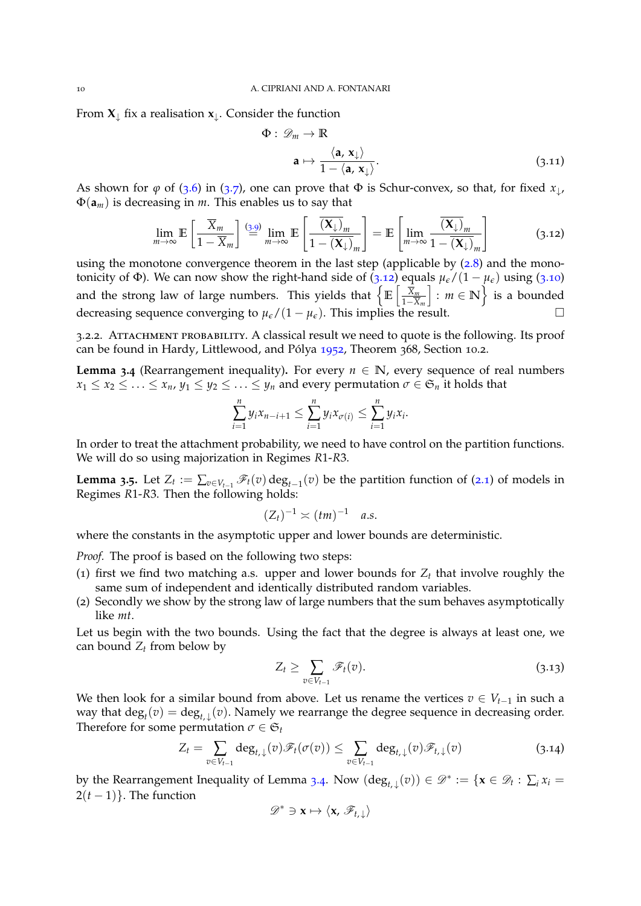From $\mathbf{X}_\downarrow$ fix a realisation $\mathbf{x}_\downarrow$. Consider the function

$$\Phi : \mathscr{D}_m \to \mathbb{R}$$
$$\mathbf{a} \mapsto \frac{\langle \mathbf{a}, \mathbf{x}_\downarrow \rangle}{1 - \langle \mathbf{a}, \mathbf{x}_\downarrow \rangle}. \tag{3.11}$$

As shown for $\varphi$ of (3.6) in (3.7), one can prove that $\Phi$ is Schur-convex, so that, for fixed $x_\downarrow$, $\Phi(\mathbf{a}_m)$ is decreasing in $m$. This enables us to say that

$$\lim_{m\to\infty} \mathbb{E}\left[\frac{\overline{X}_m}{1-\overline{X}_m}\right] \overset{(3.9)}{=} \lim_{m\to\infty} \mathbb{E}\left[\frac{\overline{(\mathbf{X}_\downarrow)}_m}{1-\overline{(\mathbf{X}_\downarrow)}_m}\right] = \mathbb{E}\left[\lim_{m\to\infty}\frac{\overline{(\mathbf{X}_\downarrow)}_m}{1-\overline{(\mathbf{X}_\downarrow)}_m}\right] \tag{3.12}$$

using the monotone convergence theorem in the last step (applicable by (2.8) and the monotonicity of $\Phi$). We can now show the right-hand side of (3.12) equals $\mu_\epsilon/(1-\mu_\epsilon)$ using (3.10) and the strong law of large numbers. This yields that $\left\{\mathbb{E}\left[\frac{\overline{X}_m}{1-\overline{X}_m}\right] : m \in \mathbb{N}\right\}$ is a bounded decreasing sequence converging to $\mu_\epsilon/(1-\mu_\epsilon)$. This implies the result. $\square$

3.2.2. Attachment probability. A classical result we need to quote is the following. Its proof can be found in Hardy, Littlewood, and Pólya 1952, Theorem 368, Section 10.2.

**Lemma 3.4** (Rearrangement inequality)**.** For every $n \in \mathbb{N}$, every sequence of real numbers $x_1 \le x_2 \le \ldots \le x_n$, $y_1 \le y_2 \le \ldots \le y_n$ and every permutation $\sigma \in \mathfrak{S}_n$ it holds that

$$\sum_{i=1}^{n} y_i x_{n-i+1} \le \sum_{i=1}^{n} y_i x_{\sigma(i)} \le \sum_{i=1}^{n} y_i x_i.$$

In order to treat the attachment probability, we need to have control on the partition functions. We will do so using majorization in Regimes *R*1-*R*3.

**Lemma 3.5.** Let $Z_t := \sum_{v\in V_{t-1}} \mathscr{F}_t(v)\deg_{t-1}(v)$ be the partition function of (2.1) of models in Regimes *R*1-*R*3. Then the following holds:

$$(Z_t)^{-1} \asymp (tm)^{-1} \quad a.s.$$

where the constants in the asymptotic upper and lower bounds are deterministic.

*Proof.* The proof is based on the following two steps:

(1) first we find two matching a.s. upper and lower bounds for $Z_t$ that involve roughly the same sum of independent and identically distributed random variables.
(2) Secondly we show by the strong law of large numbers that the sum behaves asymptotically like $mt$.

Let us begin with the two bounds. Using the fact that the degree is always at least one, we can bound $Z_t$ from below by

$$Z_t \ge \sum_{v\in V_{t-1}} \mathscr{F}_t(v). \tag{3.13}$$

We then look for a similar bound from above. Let us rename the vertices $v \in V_{t-1}$ in such a way that $\deg_t(v) = \deg_{t,\downarrow}(v)$. Namely we rearrange the degree sequence in decreasing order. Therefore for some permutation $\sigma \in \mathfrak{S}_t$

$$Z_t = \sum_{v\in V_{t-1}} \deg_{t,\downarrow}(v)\mathscr{F}_t(\sigma(v)) \le \sum_{v\in V_{t-1}} \deg_{t,\downarrow}(v)\mathscr{F}_{t,\downarrow}(v) \tag{3.14}$$

by the Rearrangement Inequality of Lemma 3.4. Now $(\deg_{t,\downarrow}(v)) \in \mathscr{D}^* := \{\mathbf{x} \in \mathscr{D}_t : \sum_i x_i = 2(t-1)\}$. The function

$$\mathscr{D}^* \ni \mathbf{x} \mapsto \langle \mathbf{x}, \mathscr{F}_{t,\downarrow} \rangle$$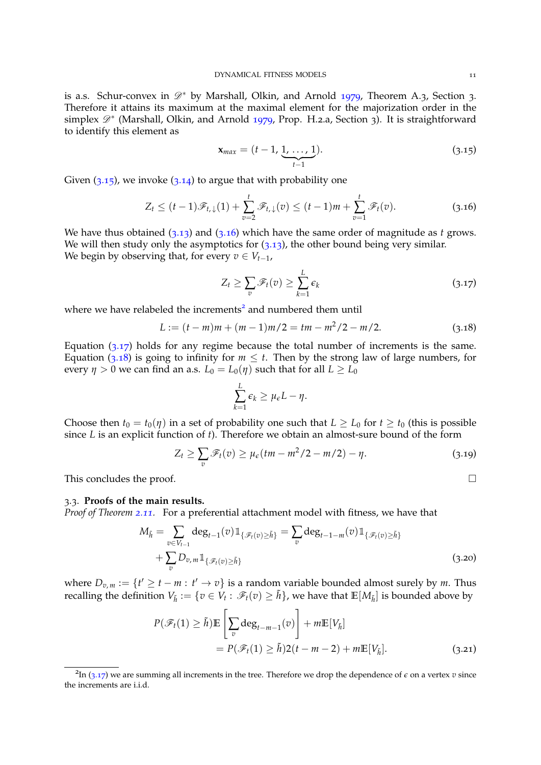is a.s. Schur-convex in $\mathscr{D}^*$ by Marshall, Olkin, and Arnold 1979, Theorem A.3, Section 3. Therefore it attains its maximum at the maximal element for the majorization order in the simplex $\mathscr{D}^*$ (Marshall, Olkin, and Arnold 1979, Prop. H.2.a, Section 3). It is straightforward to identify this element as

$$\mathbf{x}_{max} = (t-1, \underbrace{1, \ldots, 1}_{t-1}). \tag{3.15}$$

Given (3.15), we invoke (3.14) to argue that with probability one

$$Z_t \leq (t-1)\mathscr{F}_{t,\downarrow}(1) + \sum_{v=2}^{t} \mathscr{F}_{t,\downarrow}(v) \leq (t-1)m + \sum_{v=1}^{t} \mathscr{F}_t(v). \tag{3.16}$$

We have thus obtained (3.13) and (3.16) which have the same order of magnitude as $t$ grows. We will then study only the asymptotics for (3.13), the other bound being very similar. We begin by observing that, for every $v \in V_{t-1}$,

$$Z_t \geq \sum_v \mathscr{F}_t(v) \geq \sum_{k=1}^{L} \epsilon_k \tag{3.17}$$

where we have relabeled the increments[2] and numbered them until

$$L := (t-m)m + (m-1)m/2 = tm - m^2/2 - m/2. \tag{3.18}$$

Equation (3.17) holds for any regime because the total number of increments is the same. Equation (3.18) is going to infinity for $m \leq t$. Then by the strong law of large numbers, for every $\eta > 0$ we can find an a.s. $L_0 = L_0(\eta)$ such that for all $L \geq L_0$

$$\sum_{k=1}^{L} \epsilon_k \geq \mu_\epsilon L - \eta.$$

Choose then $t_0 = t_0(\eta)$ in a set of probability one such that $L \geq L_0$ for $t \geq t_0$ (this is possible since $L$ is an explicit function of $t$). Therefore we obtain an almost-sure bound of the form

$$Z_t \geq \sum_v \mathscr{F}_t(v) \geq \mu_\epsilon (tm - m^2/2 - m/2) - \eta. \tag{3.19}$$

This concludes the proof. □

### 3.3. Proofs of the main results.

*Proof of Theorem 2.11.* For a preferential attachment model with fitness, we have that

$$M_{\tilde{h}} = \sum_{v \in V_{t-1}} \deg_{t-1}(v) \mathbb{1}_{\{\mathscr{F}_t(v) \geq \tilde{h}\}} = \sum_v \deg_{t-1-m}(v) \mathbb{1}_{\{\mathscr{F}_t(v) \geq \tilde{h}\}} + \sum_v D_{v,m} \mathbb{1}_{\{\mathscr{F}_t(v) \geq \tilde{h}\}} \tag{3.20}$$

where $D_{v,m} := \{t' \geq t-m : t' \to v\}$ is a random variable bounded almost surely by $m$. Thus recalling the definition $V_{\tilde{h}} := \{v \in V_t : \mathscr{F}_t(v) \geq \tilde{h}\}$, we have that $\mathbb{E}[M_{\tilde{h}}]$ is bounded above by

$$P(\mathscr{F}_t(1) \geq \tilde{h}) \mathbb{E}\left[\sum_v \deg_{t-m-1}(v)\right] + m\mathbb{E}[V_{\tilde{h}}] = P(\mathscr{F}_t(1) \geq \tilde{h}) 2(t-m-2) + m\mathbb{E}[V_{\tilde{h}}]. \tag{3.21}$$

---

[2] In (3.17) we are summing all increments in the tree. Therefore we drop the dependence of $\epsilon$ on a vertex $v$ since the increments are i.i.d.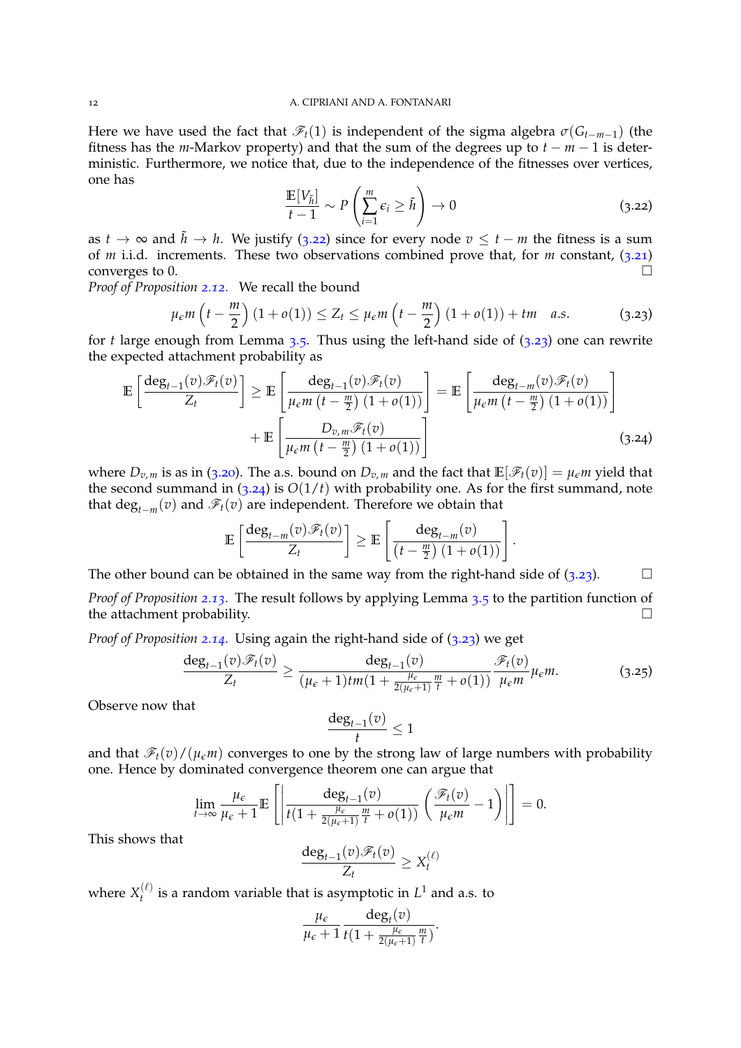Here we have used the fact that $\mathscr{F}_t(1)$ is independent of the sigma algebra $\sigma(G_{t-m-1})$ (the fitness has the $m$-Markov property) and that the sum of the degrees up to $t-m-1$ is deterministic. Furthermore, we notice that, due to the independence of the fitnesses over vertices, one has

$$\frac{\mathbb{E}[V_{\tilde{h}}]}{t-1} \sim P\left(\sum_{i=1}^{m} \epsilon_i \geq \tilde{h}\right) \to 0 \tag{3.22}$$

as $t \to \infty$ and $\tilde{h} \to h$. We justify (3.22) since for every node $v \leq t-m$ the fitness is a sum of $m$ i.i.d. increments. These two observations combined prove that, for $m$ constant, (3.21) converges to 0. $\square$

*Proof of Proposition 2.12.* We recall the bound

$$\mu_\epsilon m\left(t - \frac{m}{2}\right)(1+o(1)) \leq Z_t \leq \mu_\epsilon m\left(t - \frac{m}{2}\right)(1+o(1)) + tm \quad a.s. \tag{3.23}$$

for $t$ large enough from Lemma 3.5. Thus using the left-hand side of (3.23) one can rewrite the expected attachment probability as

$$\mathbb{E}\left[\frac{\deg_{t-1}(v)\mathscr{F}_t(v)}{Z_t}\right] \geq \mathbb{E}\left[\frac{\deg_{t-1}(v)\mathscr{F}_t(v)}{\mu_\epsilon m\left(t-\frac{m}{2}\right)(1+o(1))}\right] = \mathbb{E}\left[\frac{\deg_{t-m}(v)\mathscr{F}_t(v)}{\mu_\epsilon m\left(t-\frac{m}{2}\right)(1+o(1))}\right]$$
$$+ \mathbb{E}\left[\frac{D_{v,m}\mathscr{F}_t(v)}{\mu_\epsilon m\left(t-\frac{m}{2}\right)(1+o(1))}\right] \tag{3.24}$$

where $D_{v,m}$ is as in (3.20). The a.s. bound on $D_{v,m}$ and the fact that $\mathbb{E}[\mathscr{F}_t(v)] = \mu_\epsilon m$ yield that the second summand in (3.24) is $O(1/t)$ with probability one. As for the first summand, note that $\deg_{t-m}(v)$ and $\mathscr{F}_t(v)$ are independent. Therefore we obtain that

$$\mathbb{E}\left[\frac{\deg_{t-m}(v)\mathscr{F}_t(v)}{Z_t}\right] \geq \mathbb{E}\left[\frac{\deg_{t-m}(v)}{\left(t-\frac{m}{2}\right)(1+o(1))}\right].$$

The other bound can be obtained in the same way from the right-hand side of (3.23). $\square$

*Proof of Proposition 2.13.* The result follows by applying Lemma 3.5 to the partition function of the attachment probability. $\square$

*Proof of Proposition 2.14.* Using again the right-hand side of (3.23) we get

$$\frac{\deg_{t-1}(v)\mathscr{F}_t(v)}{Z_t} \geq \frac{\deg_{t-1}(v)}{(\mu_\epsilon+1)tm(1+\frac{\mu_\epsilon}{2(\mu_\epsilon+1)}\frac{m}{t}+o(1))}\frac{\mathscr{F}_t(v)}{\mu_\epsilon m}\mu_\epsilon m. \tag{3.25}$$

Observe now that

$$\frac{\deg_{t-1}(v)}{t} \leq 1$$

and that $\mathscr{F}_t(v)/(\mu_\epsilon m)$ converges to one by the strong law of large numbers with probability one. Hence by dominated convergence theorem one can argue that

$$\lim_{t\to\infty}\frac{\mu_\epsilon}{\mu_\epsilon+1}\mathbb{E}\left[\left|\frac{\deg_{t-1}(v)}{t(1+\frac{\mu_\epsilon}{2(\mu_\epsilon+1)}\frac{m}{t}+o(1))}\left(\frac{\mathscr{F}_t(v)}{\mu_\epsilon m}-1\right)\right|\right] = 0.$$

This shows that

$$\frac{\deg_{t-1}(v)\mathscr{F}_t(v)}{Z_t} \geq X_t^{(\ell)}$$

where $X_t^{(\ell)}$ is a random variable that is asymptotic in $L^1$ and a.s. to

$$\frac{\mu_\epsilon}{\mu_\epsilon+1}\frac{\deg_t(v)}{t(1+\frac{\mu_\epsilon}{2(\mu_\epsilon+1)}\frac{m}{t})}.$$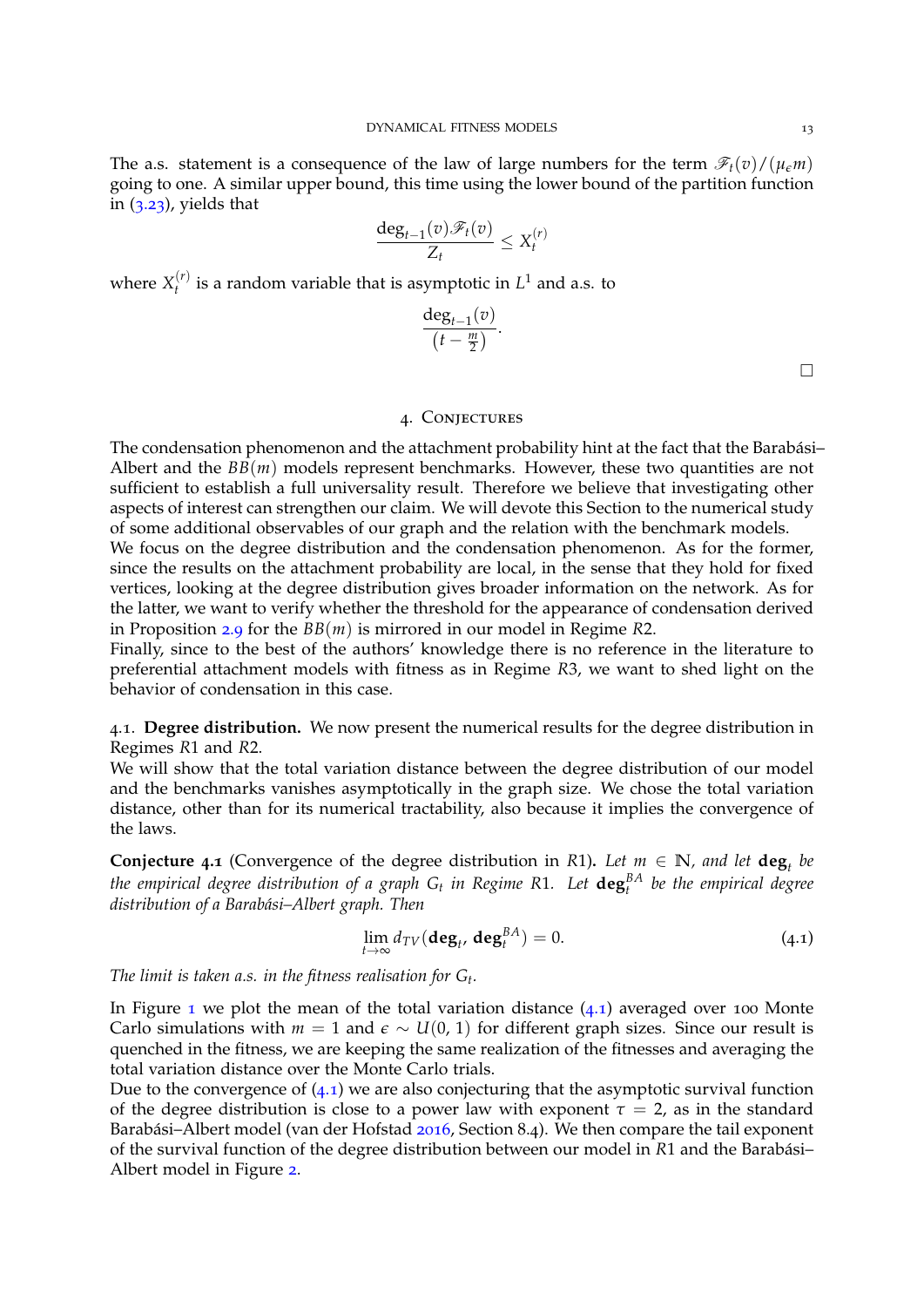The a.s. statement is a consequence of the law of large numbers for the term $\mathscr{F}_t(v)/(\mu_\epsilon m)$ going to one. A similar upper bound, this time using the lower bound of the partition function in (3.23), yields that

$$\frac{\deg_{t-1}(v)\mathscr{F}_t(v)}{Z_t} \leq X_t^{(r)}$$

where $X_t^{(r)}$ is a random variable that is asymptotic in $L^1$ and a.s. to

$$\frac{\deg_{t-1}(v)}{\left(t - \frac{m}{2}\right)}.$$

□

## 4. Conjectures

The condensation phenomenon and the attachment probability hint at the fact that the Barabási–Albert and the $BB(m)$ models represent benchmarks. However, these two quantities are not sufficient to establish a full universality result. Therefore we believe that investigating other aspects of interest can strengthen our claim. We will devote this Section to the numerical study of some additional observables of our graph and the relation with the benchmark models.

We focus on the degree distribution and the condensation phenomenon. As for the former, since the results on the attachment probability are local, in the sense that they hold for fixed vertices, looking at the degree distribution gives broader information on the network. As for the latter, we want to verify whether the threshold for the appearance of condensation derived in Proposition 2.9 for the $BB(m)$ is mirrored in our model in Regime $R2$.

Finally, since to the best of the authors' knowledge there is no reference in the literature to preferential attachment models with fitness as in Regime $R3$, we want to shed light on the behavior of condensation in this case.

### 4.1. Degree distribution.

We now present the numerical results for the degree distribution in Regimes $R1$ and $R2$.

We will show that the total variation distance between the degree distribution of our model and the benchmarks vanishes asymptotically in the graph size. We chose the total variation distance, other than for its numerical tractability, also because it implies the convergence of the laws.

**Conjecture 4.1** (Convergence of the degree distribution in $R1$)**.** *Let $m \in \mathbb{N}$, and let $\mathbf{deg}_t$ be the empirical degree distribution of a graph $G_t$ in Regime $R1$. Let $\mathbf{deg}_t^{BA}$ be the empirical degree distribution of a Barabási–Albert graph. Then*

$$\lim_{t\to\infty} d_{TV}(\mathbf{deg}_t, \mathbf{deg}_t^{BA}) = 0. \tag{4.1}$$

*The limit is taken a.s. in the fitness realisation for $G_t$.*

In Figure 1 we plot the mean of the total variation distance (4.1) averaged over 100 Monte Carlo simulations with $m = 1$ and $\epsilon \sim U(0, 1)$ for different graph sizes. Since our result is quenched in the fitness, we are keeping the same realization of the fitnesses and averaging the total variation distance over the Monte Carlo trials.

Due to the convergence of (4.1) we are also conjecturing that the asymptotic survival function of the degree distribution is close to a power law with exponent $\tau = 2$, as in the standard Barabási–Albert model (van der Hofstad 2016, Section 8.4). We then compare the tail exponent of the survival function of the degree distribution between our model in $R1$ and the Barabási–Albert model in Figure 2.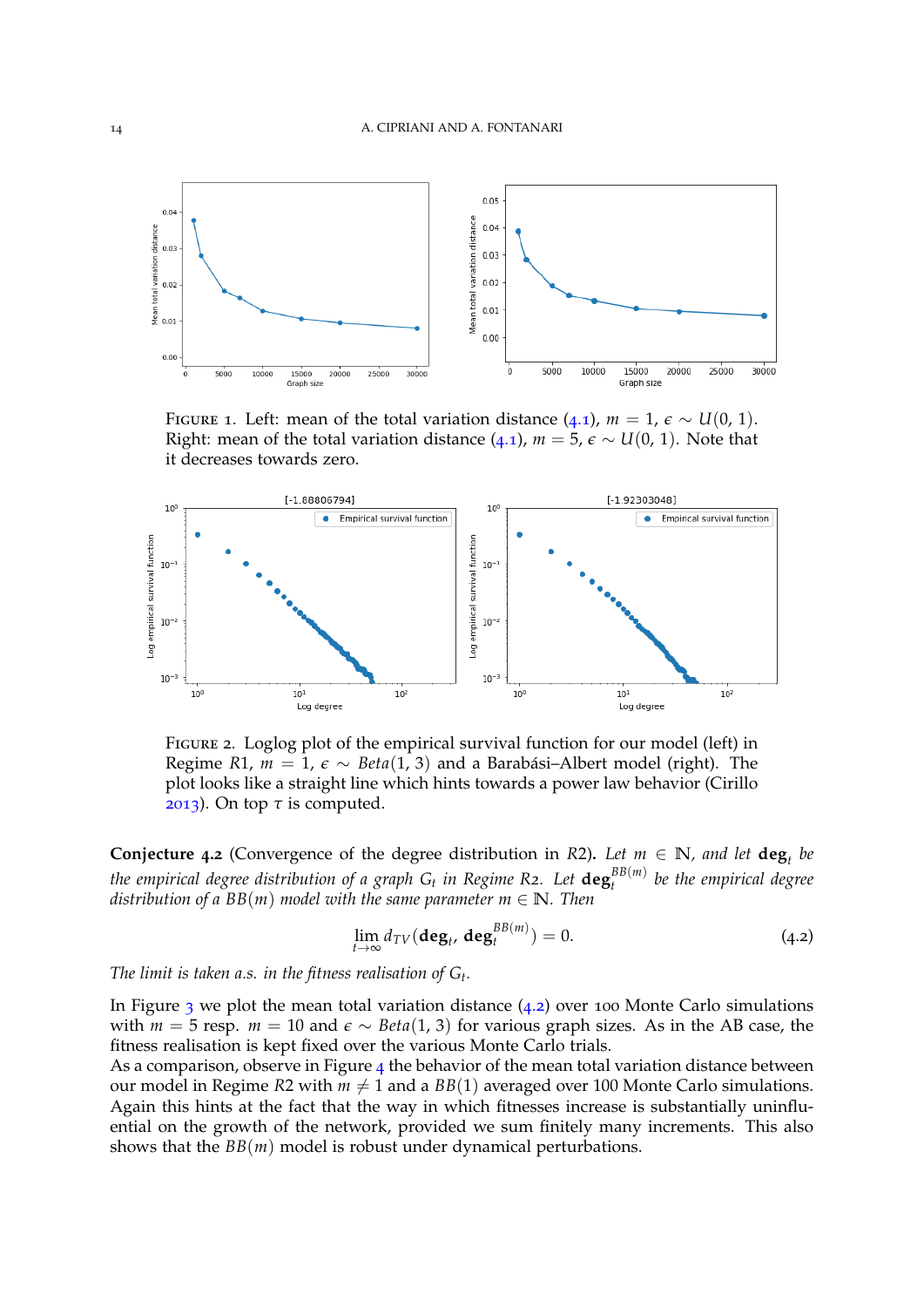FIGURE 1. Left: mean of the total variation distance (4.1), $m = 1$, $\epsilon \sim U(0, 1)$. Right: mean of the total variation distance (4.1), $m = 5$, $\epsilon \sim U(0, 1)$. Note that it decreases towards zero.

FIGURE 2. Loglog plot of the empirical survival function for our model (left) in Regime $R1$, $m = 1$, $\epsilon \sim Beta(1, 3)$ and a Barabási–Albert model (right). The plot looks like a straight line which hints towards a power law behavior (Cirillo 2013). On top $\tau$ is computed.

**Conjecture 4.2** (Convergence of the degree distribution in $R2$)**.** *Let $m \in \mathbb{N}$, and let $\mathbf{deg}_t$ be the empirical degree distribution of a graph $G_t$ in Regime R2. Let $\mathbf{deg}_t^{BB(m)}$ be the empirical degree distribution of a $BB(m)$ model with the same parameter $m \in \mathbb{N}$. Then*

$$\lim_{t \to \infty} d_{TV}(\mathbf{deg}_t, \mathbf{deg}_t^{BB(m)}) = 0. \tag{4.2}$$

*The limit is taken a.s. in the fitness realisation of $G_t$.*

In Figure 3 we plot the mean total variation distance (4.2) over 100 Monte Carlo simulations with $m = 5$ resp. $m = 10$ and $\epsilon \sim Beta(1, 3)$ for various graph sizes. As in the AB case, the fitness realisation is kept fixed over the various Monte Carlo trials.

As a comparison, observe in Figure 4 the behavior of the mean total variation distance between our model in Regime $R2$ with $m \neq 1$ and a $BB(1)$ averaged over 100 Monte Carlo simulations. Again this hints at the fact that the way in which fitnesses increase is substantially uninfluential on the growth of the network, provided we sum finitely many increments. This also shows that the $BB(m)$ model is robust under dynamical perturbations.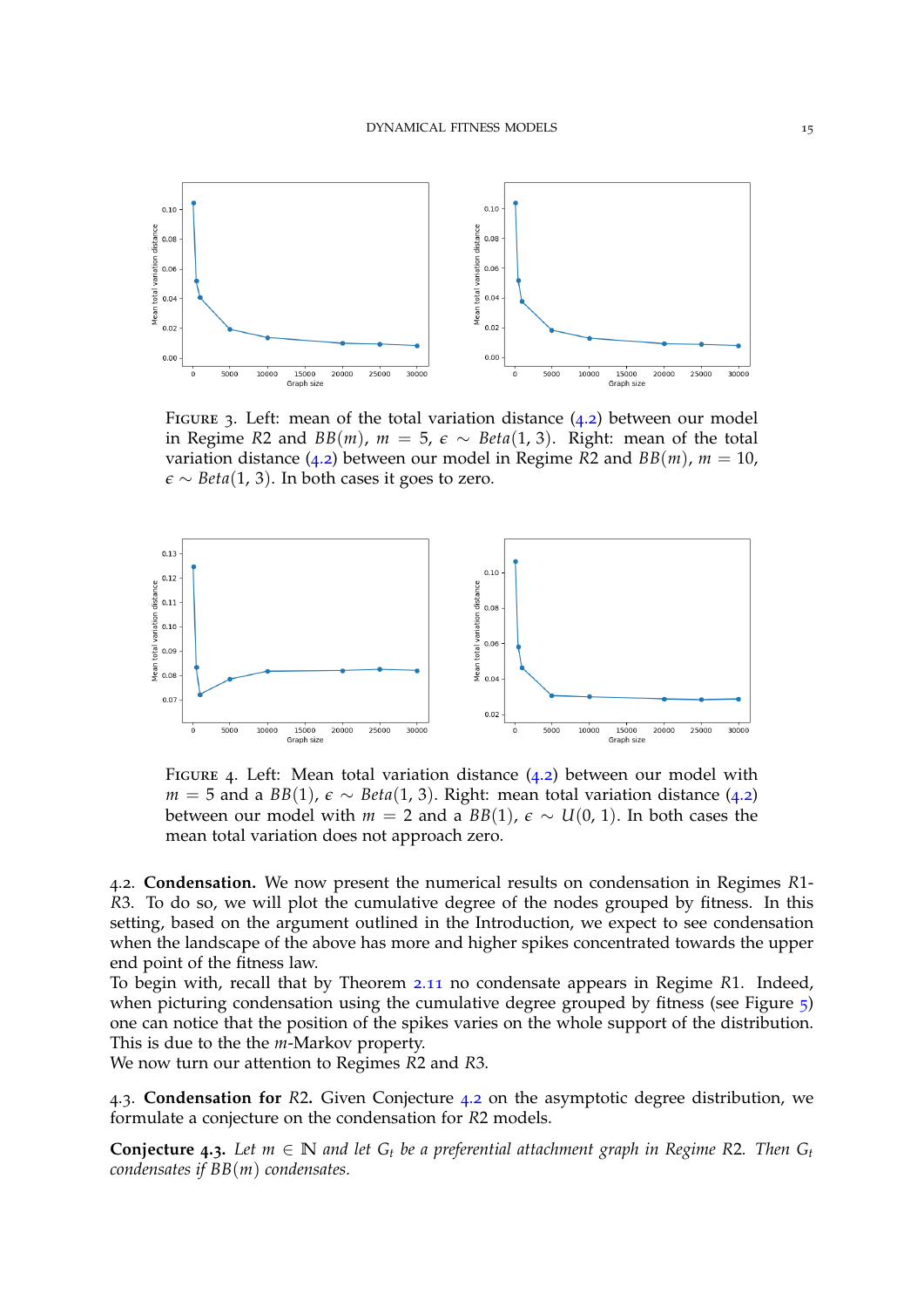FIGURE 3. Left: mean of the total variation distance (4.2) between our model in Regime $R2$ and $BB(m)$, $m = 5$, $\epsilon \sim Beta(1, 3)$. Right: mean of the total variation distance (4.2) between our model in Regime $R2$ and $BB(m)$, $m = 10$, $\epsilon \sim Beta(1, 3)$. In both cases it goes to zero.

FIGURE 4. Left: Mean total variation distance (4.2) between our model with $m = 5$ and a $BB(1)$, $\epsilon \sim Beta(1, 3)$. Right: mean total variation distance (4.2) between our model with $m = 2$ and a $BB(1)$, $\epsilon \sim U(0, 1)$. In both cases the mean total variation does not approach zero.

4.2. **Condensation.** We now present the numerical results on condensation in Regimes $R1$-$R3$. To do so, we will plot the cumulative degree of the nodes grouped by fitness. In this setting, based on the argument outlined in the Introduction, we expect to see condensation when the landscape of the above has more and higher spikes concentrated towards the upper end point of the fitness law.

To begin with, recall that by Theorem 2.11 no condensate appears in Regime $R1$. Indeed, when picturing condensation using the cumulative degree grouped by fitness (see Figure 5) one can notice that the position of the spikes varies on the whole support of the distribution. This is due to the the $m$-Markov property.

We now turn our attention to Regimes $R2$ and $R3$.

4.3. **Condensation for** $R2$. Given Conjecture 4.2 on the asymptotic degree distribution, we formulate a conjecture on the condensation for $R2$ models.

**Conjecture 4.3.** *Let $m \in \mathbb{N}$ and let $G_t$ be a preferential attachment graph in Regime $R2$. Then $G_t$ condensates if $BB(m)$ condensates.*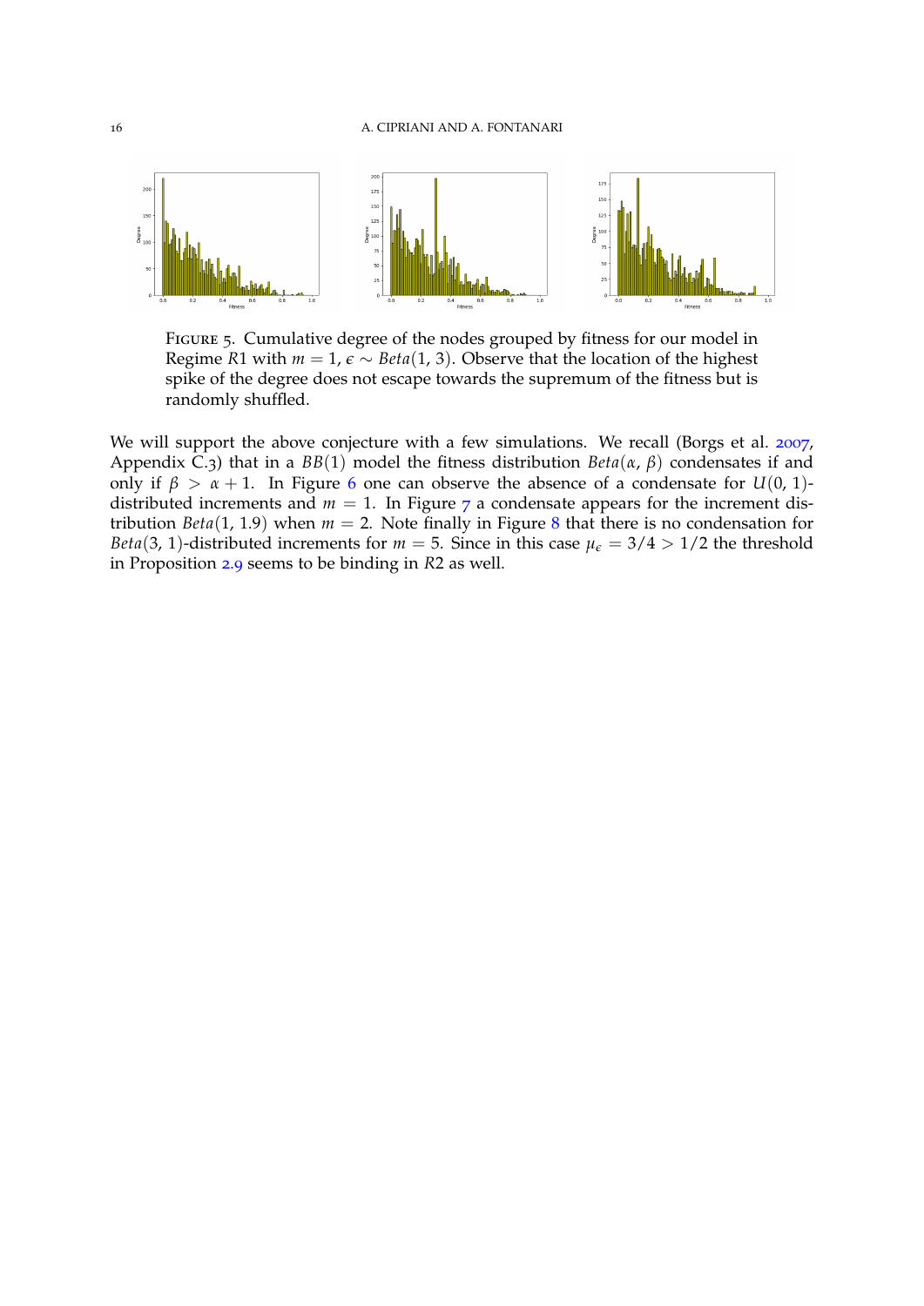Figure 5. Cumulative degree of the nodes grouped by fitness for our model in Regime $R1$ with $m = 1$, $\epsilon \sim Beta(1, 3)$. Observe that the location of the highest spike of the degree does not escape towards the supremum of the fitness but is randomly shuffled.

We will support the above conjecture with a few simulations. We recall (Borgs et al. 2007, Appendix C.3) that in a $BB(1)$ model the fitness distribution $Beta(\alpha, \beta)$ condensates if and only if $\beta > \alpha + 1$. In Figure 6 one can observe the absence of a condensate for $U(0, 1)$-distributed increments and $m = 1$. In Figure 7 a condensate appears for the increment distribution $Beta(1, 1.9)$ when $m = 2$. Note finally in Figure 8 that there is no condensation for $Beta(3, 1)$-distributed increments for $m = 5$. Since in this case $\mu_\epsilon = 3/4 > 1/2$ the threshold in Proposition 2.9 seems to be binding in $R2$ as well.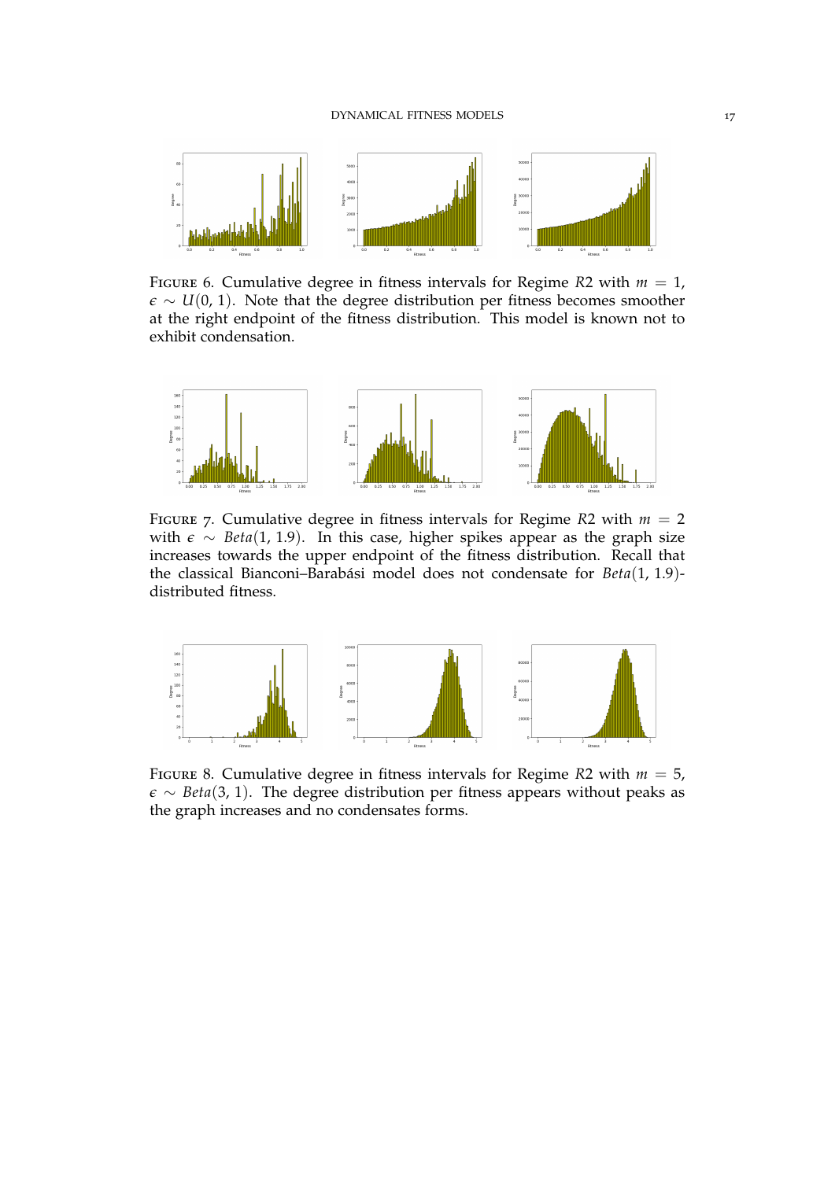Figure 6. Cumulative degree in fitness intervals for Regime $R2$ with $m = 1$, $\epsilon \sim U(0, 1)$. Note that the degree distribution per fitness becomes smoother at the right endpoint of the fitness distribution. This model is known not to exhibit condensation.

Figure 7. Cumulative degree in fitness intervals for Regime $R2$ with $m = 2$ with $\epsilon \sim Beta(1, 1.9)$. In this case, higher spikes appear as the graph size increases towards the upper endpoint of the fitness distribution. Recall that the classical Bianconi–Barabási model does not condensate for $Beta(1, 1.9)$-distributed fitness.

Figure 8. Cumulative degree in fitness intervals for Regime $R2$ with $m = 5$, $\epsilon \sim Beta(3, 1)$. The degree distribution per fitness appears without peaks as the graph increases and no condensates forms.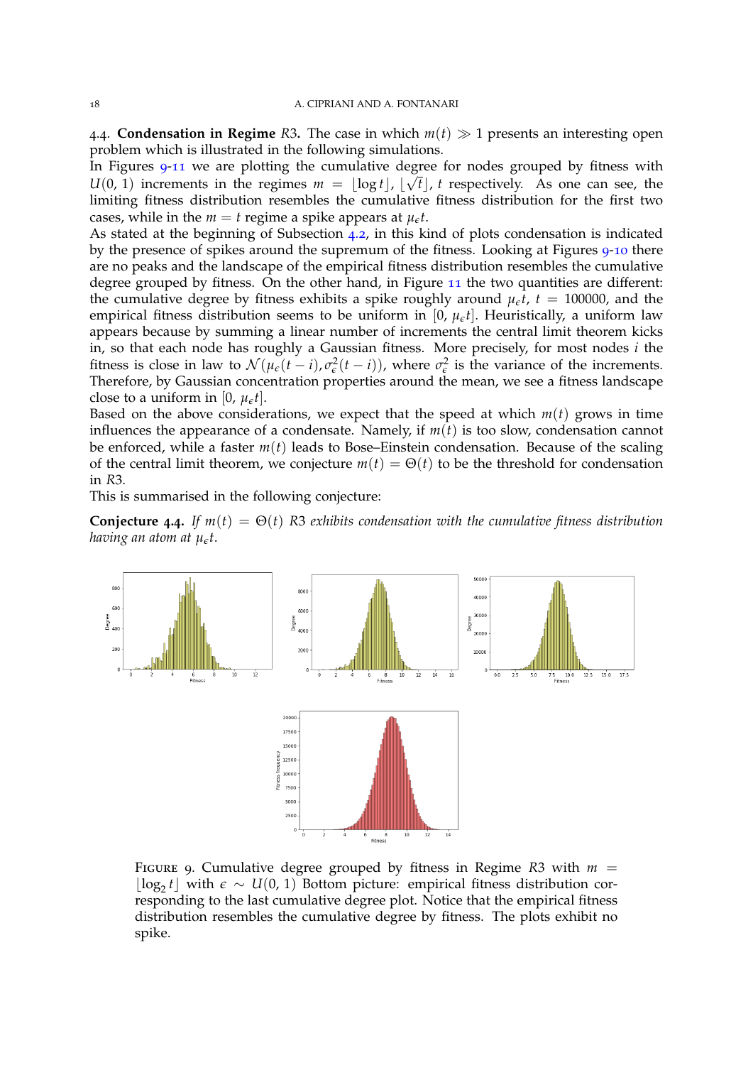4.4. **Condensation in Regime** *R*3. The case in which $m(t) \gg 1$ presents an interesting open problem which is illustrated in the following simulations.

In Figures 9-11 we are plotting the cumulative degree for nodes grouped by fitness with $U(0, 1)$ increments in the regimes $m = \lfloor \log t \rfloor$, $\lfloor \sqrt{t} \rfloor$, $t$ respectively. As one can see, the limiting fitness distribution resembles the cumulative fitness distribution for the first two cases, while in the $m = t$ regime a spike appears at $\mu_\epsilon t$.

As stated at the beginning of Subsection 4.2, in this kind of plots condensation is indicated by the presence of spikes around the supremum of the fitness. Looking at Figures 9-10 there are no peaks and the landscape of the empirical fitness distribution resembles the cumulative degree grouped by fitness. On the other hand, in Figure 11 the two quantities are different: the cumulative degree by fitness exhibits a spike roughly around $\mu_\epsilon t$, $t = 100000$, and the empirical fitness distribution seems to be uniform in $[0, \mu_\epsilon t]$. Heuristically, a uniform law appears because by summing a linear number of increments the central limit theorem kicks in, so that each node has roughly a Gaussian fitness. More precisely, for most nodes $i$ the fitness is close in law to $\mathcal{N}(\mu_\epsilon(t-i), \sigma_\epsilon^2(t-i))$, where $\sigma_\epsilon^2$ is the variance of the increments. Therefore, by Gaussian concentration properties around the mean, we see a fitness landscape close to a uniform in $[0, \mu_\epsilon t]$.

Based on the above considerations, we expect that the speed at which $m(t)$ grows in time influences the appearance of a condensate. Namely, if $m(t)$ is too slow, condensation cannot be enforced, while a faster $m(t)$ leads to Bose–Einstein condensation. Because of the scaling of the central limit theorem, we conjecture $m(t) = \Theta(t)$ to be the threshold for condensation in *R*3.

This is summarised in the following conjecture:

**Conjecture 4.4.** *If $m(t) = \Theta(t)$ R3 exhibits condensation with the cumulative fitness distribution having an atom at $\mu_\epsilon t$.*

FIGURE 9. Cumulative degree grouped by fitness in Regime *R*3 with $m = \lfloor \log_2 t \rfloor$ with $\epsilon \sim U(0, 1)$ Bottom picture: empirical fitness distribution corresponding to the last cumulative degree plot. Notice that the empirical fitness distribution resembles the cumulative degree by fitness. The plots exhibit no spike.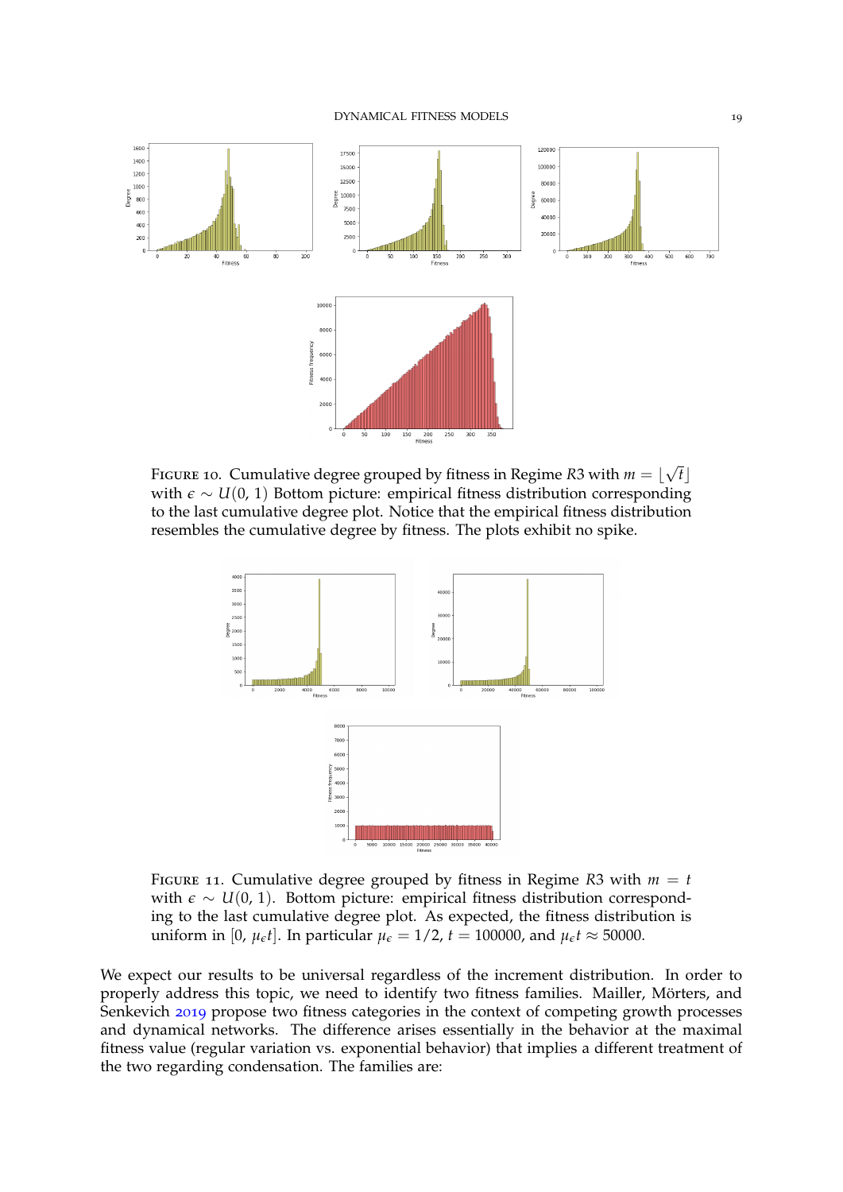FIGURE 10. Cumulative degree grouped by fitness in Regime $R3$ with $m = \lfloor \sqrt{t} \rfloor$ with $\epsilon \sim U(0, 1)$ Bottom picture: empirical fitness distribution corresponding to the last cumulative degree plot. Notice that the empirical fitness distribution resembles the cumulative degree by fitness. The plots exhibit no spike.

FIGURE 11. Cumulative degree grouped by fitness in Regime $R3$ with $m = t$ with $\epsilon \sim U(0, 1)$. Bottom picture: empirical fitness distribution corresponding to the last cumulative degree plot. As expected, the fitness distribution is uniform in $[0, \mu_\epsilon t]$. In particular $\mu_\epsilon = 1/2$, $t = 100000$, and $\mu_\epsilon t \approx 50000$.

We expect our results to be universal regardless of the increment distribution. In order to properly address this topic, we need to identify two fitness families. Mailler, Mörters, and Senkevich 2019 propose two fitness categories in the context of competing growth processes and dynamical networks. The difference arises essentially in the behavior at the maximal fitness value (regular variation vs. exponential behavior) that implies a different treatment of the two regarding condensation. The families are: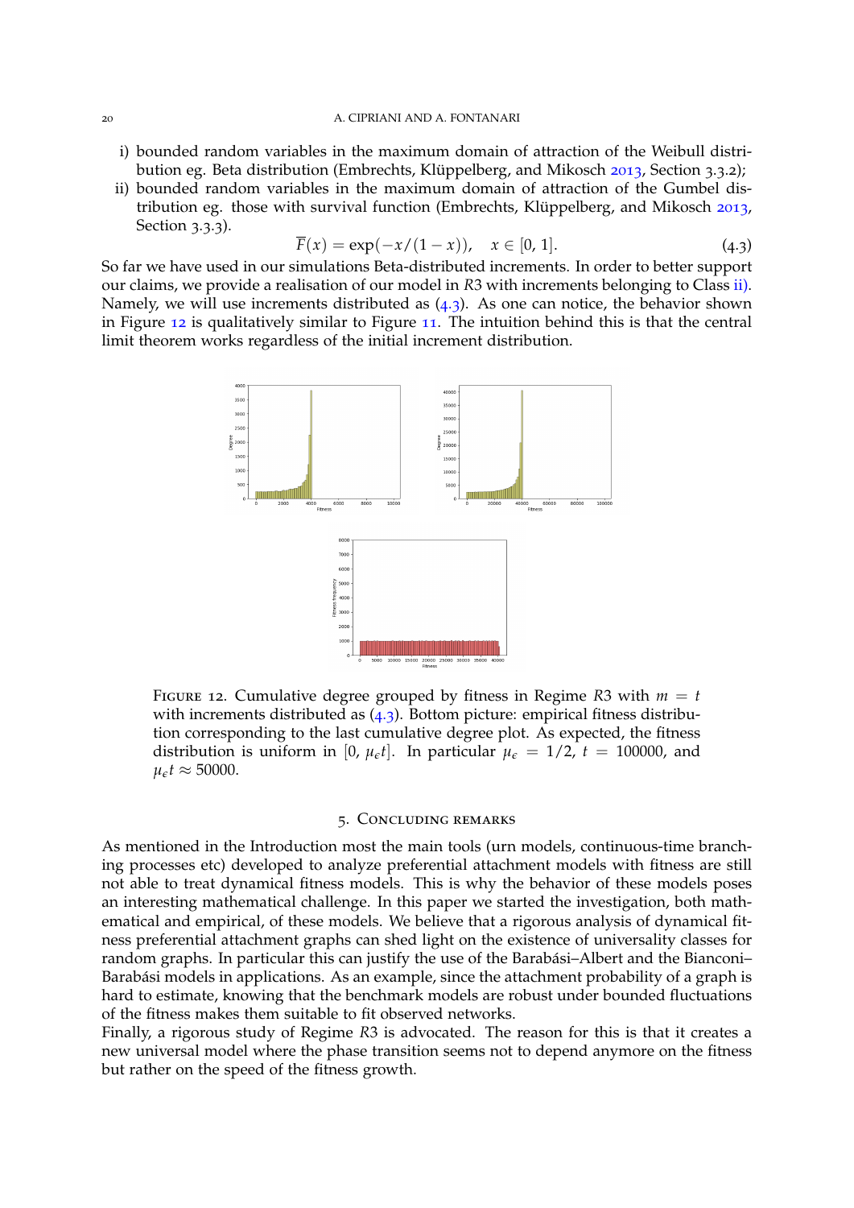i) bounded random variables in the maximum domain of attraction of the Weibull distribution eg. Beta distribution (Embrechts, Klüppelberg, and Mikosch 2013, Section 3.3.2);
ii) bounded random variables in the maximum domain of attraction of the Gumbel distribution eg. those with survival function (Embrechts, Klüppelberg, and Mikosch 2013, Section 3.3.3).

$$\overline{F}(x) = \exp(-x/(1-x)), \quad x \in [0, 1]. \tag{4.3}$$

So far we have used in our simulations Beta-distributed increments. In order to better support our claims, we provide a realisation of our model in $R3$ with increments belonging to Class ii). Namely, we will use increments distributed as (4.3). As one can notice, the behavior shown in Figure 12 is qualitatively similar to Figure 11. The intuition behind this is that the central limit theorem works regardless of the initial increment distribution.

FIGURE 12. Cumulative degree grouped by fitness in Regime $R3$ with $m = t$ with increments distributed as (4.3). Bottom picture: empirical fitness distribution corresponding to the last cumulative degree plot. As expected, the fitness distribution is uniform in $[0, \mu_\epsilon t]$. In particular $\mu_\epsilon = 1/2$, $t = 100000$, and $\mu_\epsilon t \approx 50000$.

## 5. Concluding remarks

As mentioned in the Introduction most the main tools (urn models, continuous-time branching processes etc) developed to analyze preferential attachment models with fitness are still not able to treat dynamical fitness models. This is why the behavior of these models poses an interesting mathematical challenge. In this paper we started the investigation, both mathematical and empirical, of these models. We believe that a rigorous analysis of dynamical fitness preferential attachment graphs can shed light on the existence of universality classes for random graphs. In particular this can justify the use of the Barabási–Albert and the Bianconi–Barabási models in applications. As an example, since the attachment probability of a graph is hard to estimate, knowing that the benchmark models are robust under bounded fluctuations of the fitness makes them suitable to fit observed networks.

Finally, a rigorous study of Regime $R3$ is advocated. The reason for this is that it creates a new universal model where the phase transition seems not to depend anymore on the fitness but rather on the speed of the fitness growth.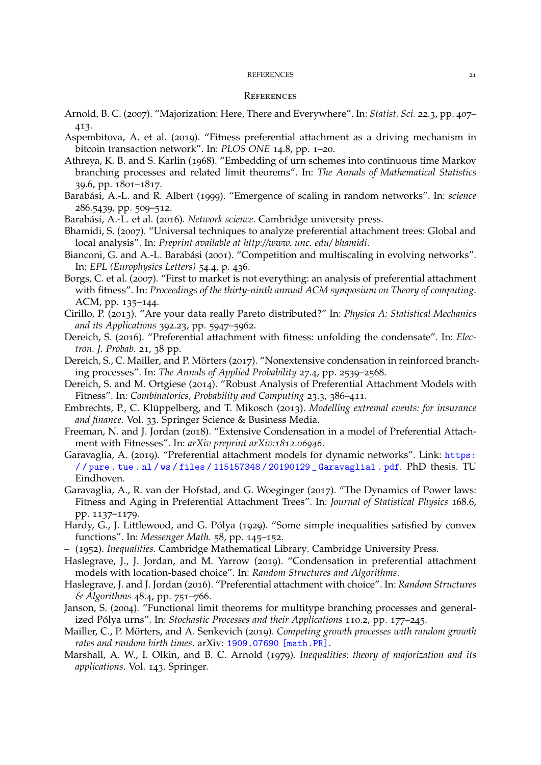## References

Arnold, B. C. (2007). "Majorization: Here, There and Everywhere". In: *Statist. Sci.* 22.3, pp. 407–413.

Aspembitova, A. et al. (2019). "Fitness preferential attachment as a driving mechanism in bitcoin transaction network". In: *PLOS ONE* 14.8, pp. 1–20.

Athreya, K. B. and S. Karlin (1968). "Embedding of urn schemes into continuous time Markov branching processes and related limit theorems". In: *The Annals of Mathematical Statistics* 39.6, pp. 1801–1817.

Barabási, A.-L. and R. Albert (1999). "Emergence of scaling in random networks". In: *science* 286.5439, pp. 509–512.

Barabási, A.-L. et al. (2016). *Network science*. Cambridge university press.

Bhamidi, S. (2007). "Universal techniques to analyze preferential attachment trees: Global and local analysis". In: *Preprint available at http://www. unc. edu/ bhamidi*.

Bianconi, G. and A.-L. Barabási (2001). "Competition and multiscaling in evolving networks". In: *EPL (Europhysics Letters)* 54.4, p. 436.

Borgs, C. et al. (2007). "First to market is not everything: an analysis of preferential attachment with fitness". In: *Proceedings of the thirty-ninth annual ACM symposium on Theory of computing*. ACM, pp. 135–144.

Cirillo, P. (2013). "Are your data really Pareto distributed?" In: *Physica A: Statistical Mechanics and its Applications* 392.23, pp. 5947–5962.

Dereich, S. (2016). "Preferential attachment with fitness: unfolding the condensate". In: *Electron. J. Probab.* 21, 38 pp.

Dereich, S., C. Mailler, and P. Mörters (2017). "Nonextensive condensation in reinforced branching processes". In: *The Annals of Applied Probability* 27.4, pp. 2539–2568.

Dereich, S. and M. Ortgiese (2014). "Robust Analysis of Preferential Attachment Models with Fitness". In: *Combinatorics, Probability and Computing* 23.3, 386–411.

Embrechts, P., C. Klüppelberg, and T. Mikosch (2013). *Modelling extremal events: for insurance and finance*. Vol. 33. Springer Science & Business Media.

Freeman, N. and J. Jordan (2018). "Extensive Condensation in a model of Preferential Attachment with Fitnesses". In: *arXiv preprint arXiv:1812.06946*.

Garavaglia, A. (2019). "Preferential attachment models for dynamic networks". Link: https://pure.tue.nl/ws/files/115157348/20190129_Garavaglia1.pdf. PhD thesis. TU Eindhoven.

Garavaglia, A., R. van der Hofstad, and G. Woeginger (2017). "The Dynamics of Power laws: Fitness and Aging in Preferential Attachment Trees". In: *Journal of Statistical Physics* 168.6, pp. 1137–1179.

Hardy, G., J. Littlewood, and G. Pólya (1929). "Some simple inequalities satisfied by convex functions". In: *Messenger Math.* 58, pp. 145–152.

– (1952). *Inequalities.* Cambridge Mathematical Library. Cambridge University Press.

Haslegrave, J., J. Jordan, and M. Yarrow (2019). "Condensation in preferential attachment models with location-based choice". In: *Random Structures and Algorithms*.

Haslegrave, J. and J. Jordan (2016). "Preferential attachment with choice". In: *Random Structures & Algorithms* 48.4, pp. 751–766.

Janson, S. (2004). "Functional limit theorems for multitype branching processes and generalized Pólya urns". In: *Stochastic Processes and their Applications* 110.2, pp. 177–245.

Mailler, C., P. Mörters, and A. Senkevich (2019). *Competing growth processes with random growth rates and random birth times*. arXiv: 1909.07690 [math.PR].

Marshall, A. W., I. Olkin, and B. C. Arnold (1979). *Inequalities: theory of majorization and its applications*. Vol. 143. Springer.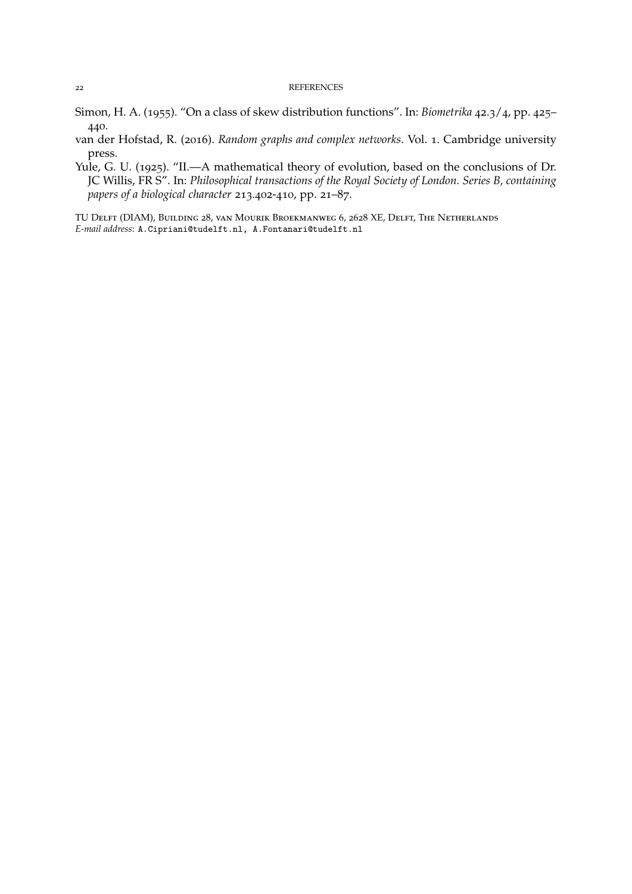Simon, H. A. (1955). “On a class of skew distribution functions”. In: *Biometrika* 42.3/4, pp. 425–440.

van der Hofstad, R. (2016). *Random graphs and complex networks*. Vol. 1. Cambridge university press.

Yule, G. U. (1925). “II.—A mathematical theory of evolution, based on the conclusions of Dr. JC Willis, FR S”. In: *Philosophical transactions of the Royal Society of London. Series B, containing papers of a biological character* 213.402-410, pp. 21–87.

TU Delft (DIAM), Building 28, van Mourik Broekmanweg 6, 2628 XE, Delft, The Netherlands
*E-mail address*: A.Cipriani@tudelft.nl, A.Fontanari@tudelft.nl